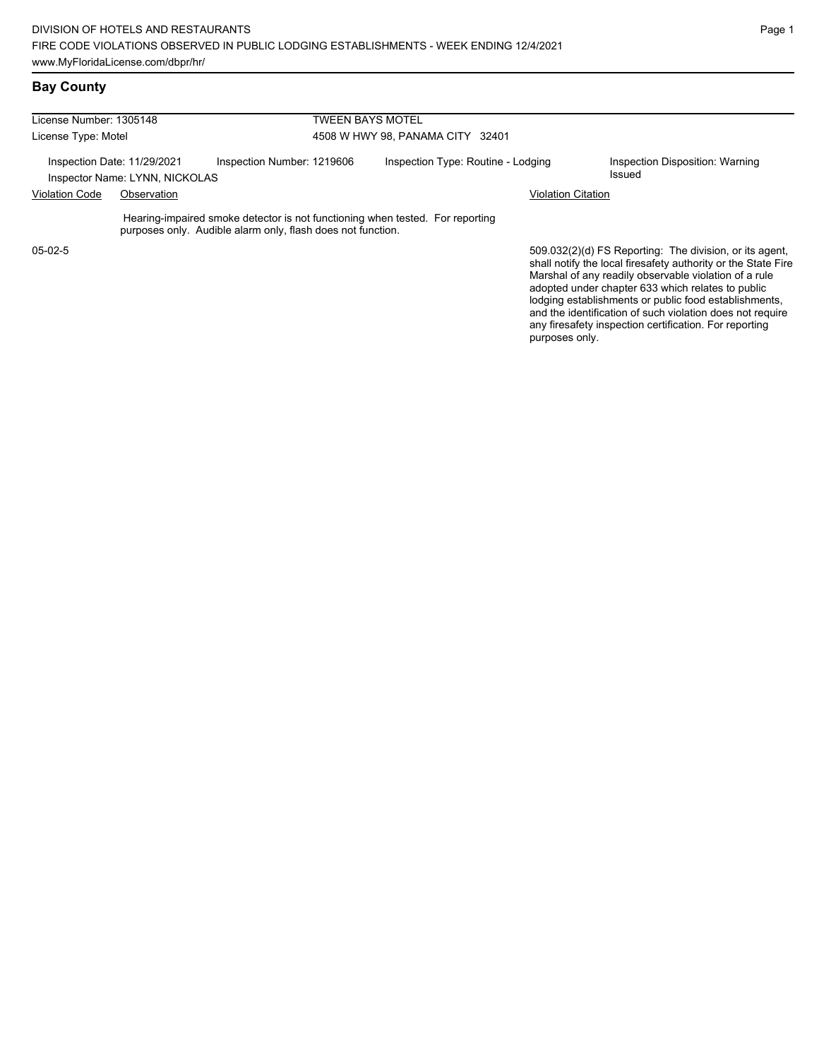## Bay County

| License Number: 1305148 | TWEEN BAYS MOTEL |
|---|---|
| License Type: Motel | 4508 W HWY 98, PANAMA CITY 32401 |

Inspection Date: 11/29/2021 | Inspection Number: 1219606 | Inspection Type: Routine - Lodging | Inspection Disposition: Warning Issued

Inspector Name: LYNN, NICKOLAS

| Violation Code | Observation | Violation Citation |
|---|---|---|
| 05-02-5 | Hearing-impaired smoke detector is not functioning when tested. For reporting purposes only. Audible alarm only, flash does not function. | 509.032(2)(d) FS Reporting: The division, or its agent, shall notify the local firesafety authority or the State Fire Marshal of any readily observable violation of a rule adopted under chapter 633 which relates to public lodging establishments or public food establishments, and the identification of such violation does not require any firesafety inspection certification. For reporting purposes only. |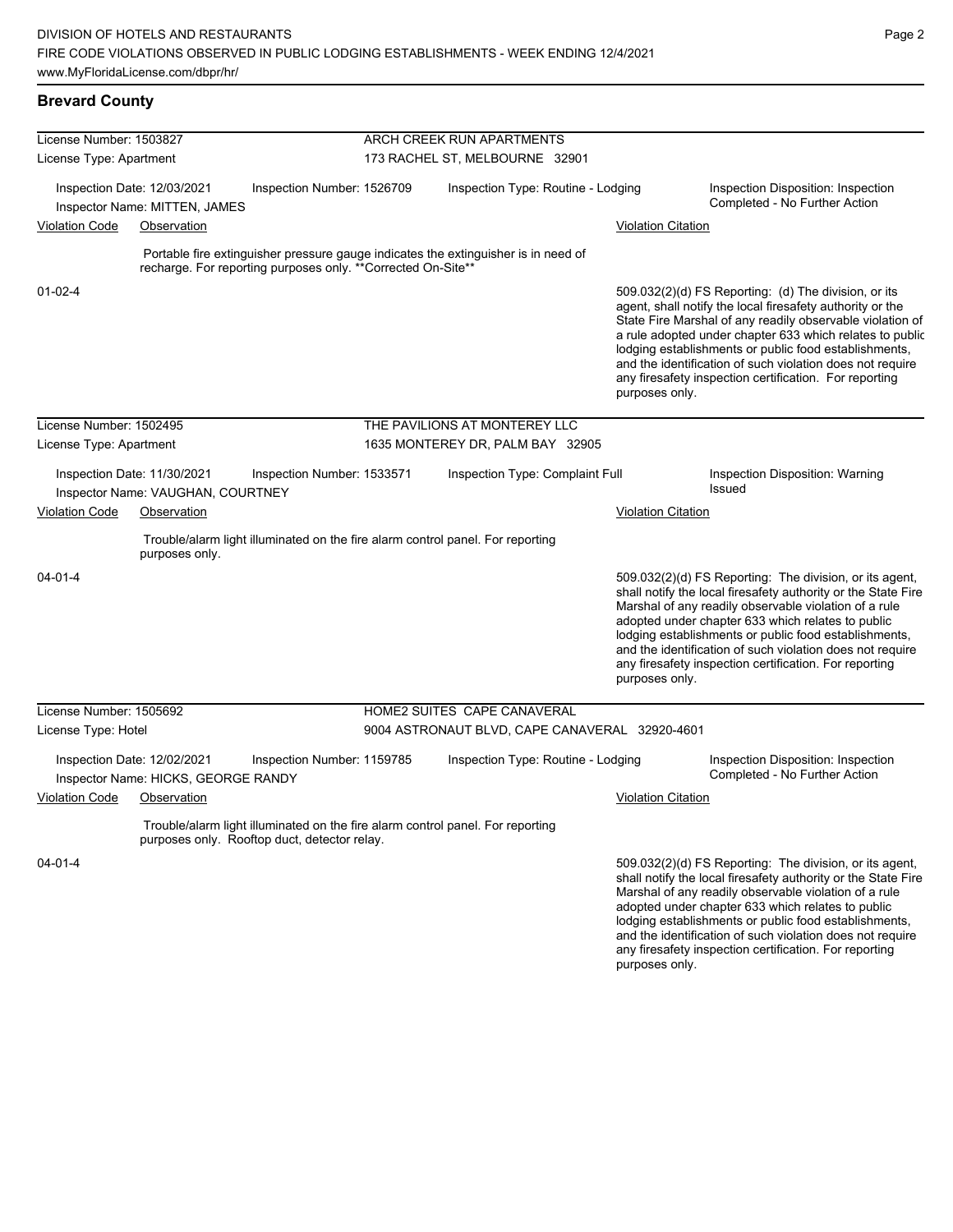## Brevard County

**License Number:** 1503827 — **ARCH CREEK RUN APARTMENTS**
**License Type:** Apartment — 173 RACHEL ST, MELBOURNE 32901

Inspection Date: 12/03/2021 | Inspection Number: 1526709 | Inspection Type: Routine - Lodging | Inspection Disposition: Inspection Completed - No Further Action
Inspector Name: MITTEN, JAMES

| Violation Code | Observation | Violation Citation |
|---|---|---|
| 01-02-4 | Portable fire extinguisher pressure gauge indicates the extinguisher is in need of recharge. For reporting purposes only. **Corrected On-Site** | 509.032(2)(d) FS Reporting: (d) The division, or its agent, shall notify the local firesafety authority or the State Fire Marshal of any readily observable violation of a rule adopted under chapter 633 which relates to public lodging establishments or public food establishments, and the identification of such violation does not require any firesafety inspection certification. For reporting purposes only. |

**License Number:** 1502495 — **THE PAVILIONS AT MONTEREY LLC**
**License Type:** Apartment — 1635 MONTEREY DR, PALM BAY 32905

Inspection Date: 11/30/2021 | Inspection Number: 1533571 | Inspection Type: Complaint Full | Inspection Disposition: Warning Issued
Inspector Name: VAUGHAN, COURTNEY

| Violation Code | Observation | Violation Citation |
|---|---|---|
| 04-01-4 | Trouble/alarm light illuminated on the fire alarm control panel. For reporting purposes only. | 509.032(2)(d) FS Reporting: The division, or its agent, shall notify the local firesafety authority or the State Fire Marshal of any readily observable violation of a rule adopted under chapter 633 which relates to public lodging establishments or public food establishments, and the identification of such violation does not require any firesafety inspection certification. For reporting purposes only. |

**License Number:** 1505692 — **HOME2 SUITES CAPE CANAVERAL**
**License Type:** Hotel — 9004 ASTRONAUT BLVD, CAPE CANAVERAL 32920-4601

Inspection Date: 12/02/2021 | Inspection Number: 1159785 | Inspection Type: Routine - Lodging | Inspection Disposition: Inspection Completed - No Further Action
Inspector Name: HICKS, GEORGE RANDY

| Violation Code | Observation | Violation Citation |
|---|---|---|
| 04-01-4 | Trouble/alarm light illuminated on the fire alarm control panel. For reporting purposes only. Rooftop duct, detector relay. | 509.032(2)(d) FS Reporting: The division, or its agent, shall notify the local firesafety authority or the State Fire Marshal of any readily observable violation of a rule adopted under chapter 633 which relates to public lodging establishments or public food establishments, and the identification of such violation does not require any firesafety inspection certification. For reporting purposes only. |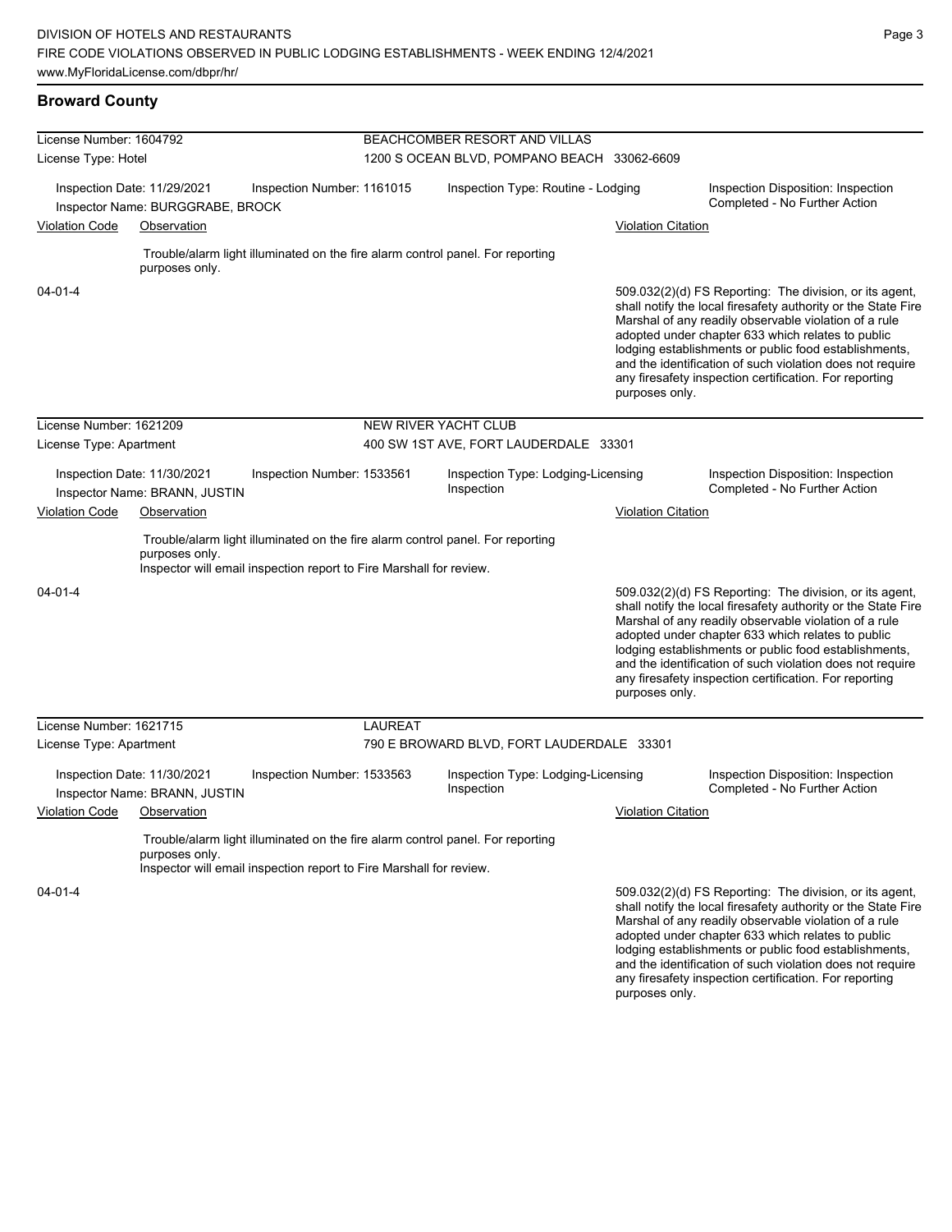## Broward County

**License Number:** 1604792
**License Type:** Hotel

**BEACHCOMBER RESORT AND VILLAS**
1200 S OCEAN BLVD, POMPANO BEACH 33062-6609

Inspection Date: 11/29/2021
Inspection Number: 1161015
Inspection Type: Routine - Lodging
Inspection Disposition: Inspection Completed - No Further Action
Inspector Name: BURGGRABE, BROCK

| Violation Code | Observation | Violation Citation |
| --- | --- | --- |
| 04-01-4 | Trouble/alarm light illuminated on the fire alarm control panel. For reporting purposes only. | 509.032(2)(d) FS Reporting: The division, or its agent, shall notify the local firesafety authority or the State Fire Marshal of any readily observable violation of a rule adopted under chapter 633 which relates to public lodging establishments or public food establishments, and the identification of such violation does not require any firesafety inspection certification. For reporting purposes only. |

---

**License Number:** 1621209
**License Type:** Apartment

**NEW RIVER YACHT CLUB**
400 SW 1ST AVE, FORT LAUDERDALE 33301

Inspection Date: 11/30/2021
Inspection Number: 1533561
Inspection Type: Lodging-Licensing Inspection
Inspection Disposition: Inspection Completed - No Further Action
Inspector Name: BRANN, JUSTIN

| Violation Code | Observation | Violation Citation |
| --- | --- | --- |
| 04-01-4 | Trouble/alarm light illuminated on the fire alarm control panel. For reporting purposes only. Inspector will email inspection report to Fire Marshall for review. | 509.032(2)(d) FS Reporting: The division, or its agent, shall notify the local firesafety authority or the State Fire Marshal of any readily observable violation of a rule adopted under chapter 633 which relates to public lodging establishments or public food establishments, and the identification of such violation does not require any firesafety inspection certification. For reporting purposes only. |

---

**License Number:** 1621715
**License Type:** Apartment

**LAUREAT**
790 E BROWARD BLVD, FORT LAUDERDALE 33301

Inspection Date: 11/30/2021
Inspection Number: 1533563
Inspection Type: Lodging-Licensing Inspection
Inspection Disposition: Inspection Completed - No Further Action
Inspector Name: BRANN, JUSTIN

| Violation Code | Observation | Violation Citation |
| --- | --- | --- |
| 04-01-4 | Trouble/alarm light illuminated on the fire alarm control panel. For reporting purposes only. Inspector will email inspection report to Fire Marshall for review. | 509.032(2)(d) FS Reporting: The division, or its agent, shall notify the local firesafety authority or the State Fire Marshal of any readily observable violation of a rule adopted under chapter 633 which relates to public lodging establishments or public food establishments, and the identification of such violation does not require any firesafety inspection certification. For reporting purposes only. |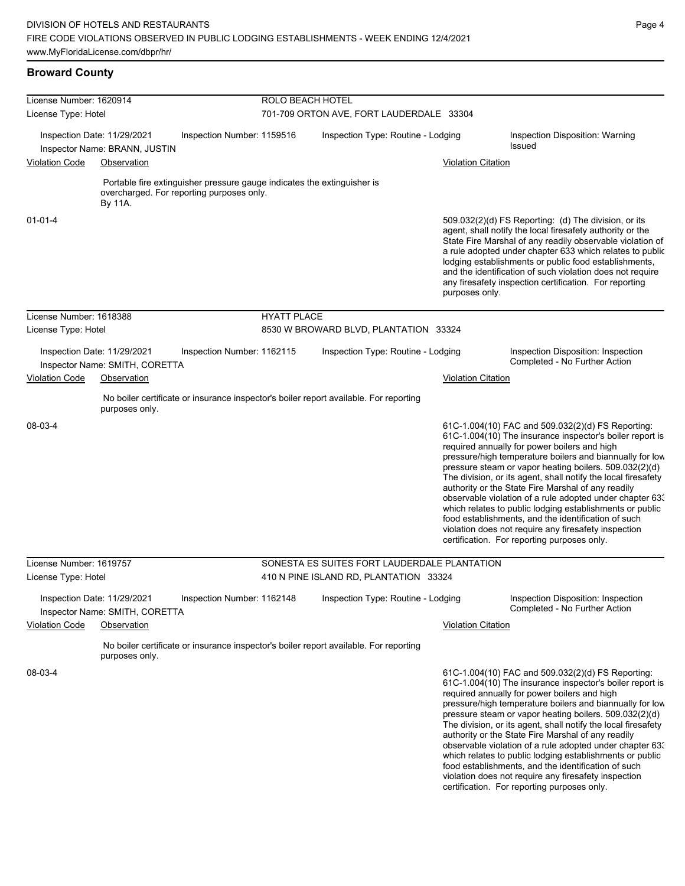## Broward County

**License Number:** 1620914 — **ROLO BEACH HOTEL**
**License Type:** Hotel — 701-709 ORTON AVE, FORT LAUDERDALE 33304

Inspection Date: 11/29/2021 | Inspection Number: 1159516 | Inspection Type: Routine - Lodging | Inspection Disposition: Warning Issued
Inspector Name: BRANN, JUSTIN

| Violation Code | Observation | Violation Citation |
| --- | --- | --- |
| 01-01-4 | Portable fire extinguisher pressure gauge indicates the extinguisher is overcharged. For reporting purposes only. By 11A. | 509.032(2)(d) FS Reporting: (d) The division, or its agent, shall notify the local firesafety authority or the State Fire Marshal of any readily observable violation of a rule adopted under chapter 633 which relates to public lodging establishments or public food establishments, and the identification of such violation does not require any firesafety inspection certification. For reporting purposes only. |

**License Number:** 1618388 — **HYATT PLACE**
**License Type:** Hotel — 8530 W BROWARD BLVD, PLANTATION 33324

Inspection Date: 11/29/2021 | Inspection Number: 1162115 | Inspection Type: Routine - Lodging | Inspection Disposition: Inspection Completed - No Further Action
Inspector Name: SMITH, CORETTA

| Violation Code | Observation | Violation Citation |
| --- | --- | --- |
| 08-03-4 | No boiler certificate or insurance inspector's boiler report available. For reporting purposes only. | 61C-1.004(10) FAC and 509.032(2)(d) FS Reporting: 61C-1.004(10) The insurance inspector's boiler report is required annually for power boilers and high pressure/high temperature boilers and biannually for low pressure steam or vapor heating boilers. 509.032(2)(d) The division, or its agent, shall notify the local firesafety authority or the State Fire Marshal of any readily observable violation of a rule adopted under chapter 633 which relates to public lodging establishments or public food establishments, and the identification of such violation does not require any firesafety inspection certification. For reporting purposes only. |

**License Number:** 1619757 — **SONESTA ES SUITES FORT LAUDERDALE PLANTATION**
**License Type:** Hotel — 410 N PINE ISLAND RD, PLANTATION 33324

Inspection Date: 11/29/2021 | Inspection Number: 1162148 | Inspection Type: Routine - Lodging | Inspection Disposition: Inspection Completed - No Further Action
Inspector Name: SMITH, CORETTA

| Violation Code | Observation | Violation Citation |
| --- | --- | --- |
| 08-03-4 | No boiler certificate or insurance inspector's boiler report available. For reporting purposes only. | 61C-1.004(10) FAC and 509.032(2)(d) FS Reporting: 61C-1.004(10) The insurance inspector's boiler report is required annually for power boilers and high pressure/high temperature boilers and biannually for low pressure steam or vapor heating boilers. 509.032(2)(d) The division, or its agent, shall notify the local firesafety authority or the State Fire Marshal of any readily observable violation of a rule adopted under chapter 633 which relates to public lodging establishments or public food establishments, and the identification of such violation does not require any firesafety inspection certification. For reporting purposes only. |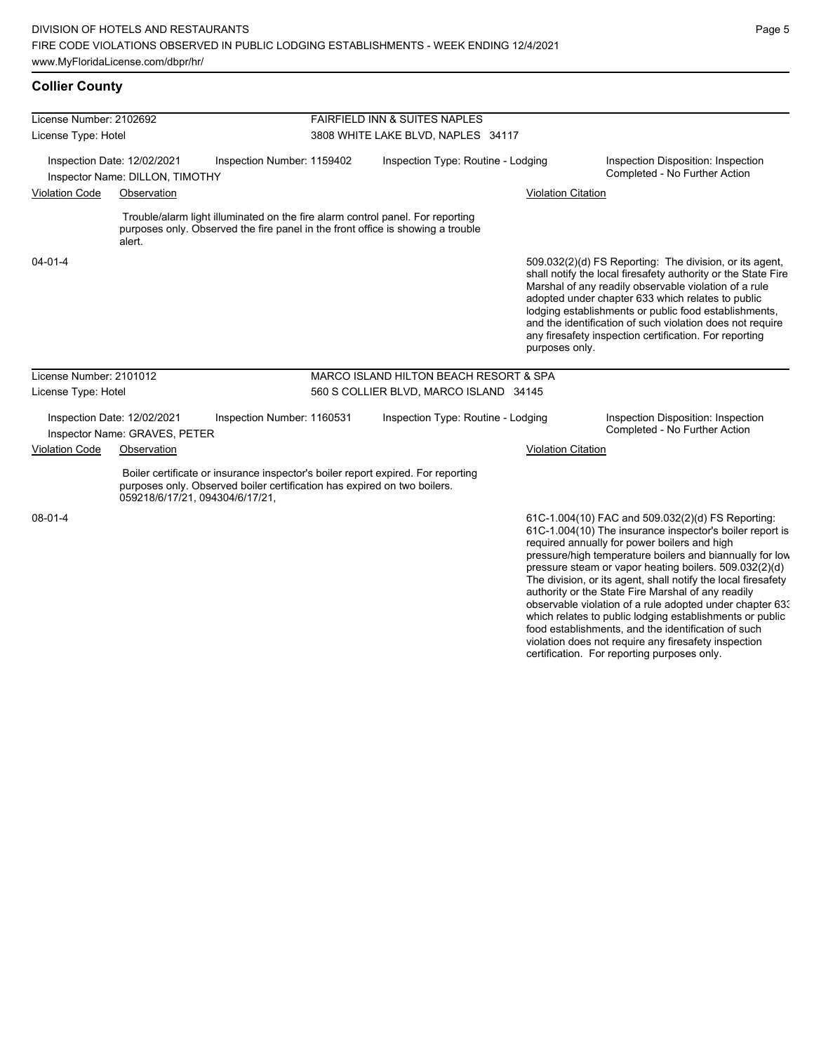## Collier County

| License Number: 2102692 | | FAIRFIELD INN & SUITES NAPLES | |
|---|---|---|---|
| License Type: Hotel | | 3808 WHITE LAKE BLVD, NAPLES 34117 | |
| Inspection Date: 12/02/2021 | Inspection Number: 1159402 | Inspection Type: Routine - Lodging | Inspection Disposition: Inspection Completed - No Further Action |
| Inspector Name: DILLON, TIMOTHY | | | |

| Violation Code | Observation | Violation Citation |
|---|---|---|
| 04-01-4 | Trouble/alarm light illuminated on the fire alarm control panel. For reporting purposes only. Observed the fire panel in the front office is showing a trouble alert. | 509.032(2)(d) FS Reporting: The division, or its agent, shall notify the local firesafety authority or the State Fire Marshal of any readily observable violation of a rule adopted under chapter 633 which relates to public lodging establishments or public food establishments, and the identification of such violation does not require any firesafety inspection certification. For reporting purposes only. |

| License Number: 2101012 | | MARCO ISLAND HILTON BEACH RESORT & SPA | |
|---|---|---|---|
| License Type: Hotel | | 560 S COLLIER BLVD, MARCO ISLAND 34145 | |
| Inspection Date: 12/02/2021 | Inspection Number: 1160531 | Inspection Type: Routine - Lodging | Inspection Disposition: Inspection Completed - No Further Action |
| Inspector Name: GRAVES, PETER | | | |

| Violation Code | Observation | Violation Citation |
|---|---|---|
| 08-01-4 | Boiler certificate or insurance inspector's boiler report expired. For reporting purposes only. Observed boiler certification has expired on two boilers. 059218/6/17/21, 094304/6/17/21, | 61C-1.004(10) FAC and 509.032(2)(d) FS Reporting: 61C-1.004(10) The insurance inspector's boiler report is required annually for power boilers and high pressure/high temperature boilers and biannually for low pressure steam or vapor heating boilers. 509.032(2)(d) The division, or its agent, shall notify the local firesafety authority or the State Fire Marshal of any readily observable violation of a rule adopted under chapter 633 which relates to public lodging establishments or public food establishments, and the identification of such violation does not require any firesafety inspection certification. For reporting purposes only. |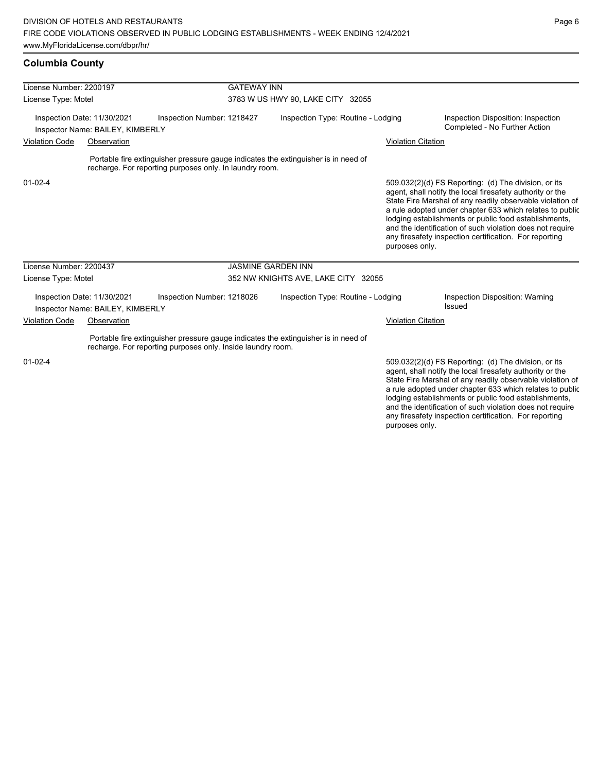## Columbia County

| License Number: 2200197 | | GATEWAY INN | |
|---|---|---|---|
| License Type: Motel | | 3783 W US HWY 90, LAKE CITY 32055 | |
| Inspection Date: 11/30/2021 | Inspection Number: 1218427 | Inspection Type: Routine - Lodging | Inspection Disposition: Inspection Completed - No Further Action |
| Inspector Name: BAILEY, KIMBERLY | | | |

| Violation Code | Observation | Violation Citation |
|---|---|---|
| 01-02-4 | Portable fire extinguisher pressure gauge indicates the extinguisher is in need of recharge. For reporting purposes only. In laundry room. | 509.032(2)(d) FS Reporting: (d) The division, or its agent, shall notify the local firesafety authority or the State Fire Marshal of any readily observable violation of a rule adopted under chapter 633 which relates to public lodging establishments or public food establishments, and the identification of such violation does not require any firesafety inspection certification. For reporting purposes only. |

| License Number: 2200437 | | JASMINE GARDEN INN | |
|---|---|---|---|
| License Type: Motel | | 352 NW KNIGHTS AVE, LAKE CITY 32055 | |
| Inspection Date: 11/30/2021 | Inspection Number: 1218026 | Inspection Type: Routine - Lodging | Inspection Disposition: Warning Issued |
| Inspector Name: BAILEY, KIMBERLY | | | |

| Violation Code | Observation | Violation Citation |
|---|---|---|
| 01-02-4 | Portable fire extinguisher pressure gauge indicates the extinguisher is in need of recharge. For reporting purposes only. Inside laundry room. | 509.032(2)(d) FS Reporting: (d) The division, or its agent, shall notify the local firesafety authority or the State Fire Marshal of any readily observable violation of a rule adopted under chapter 633 which relates to public lodging establishments or public food establishments, and the identification of such violation does not require any firesafety inspection certification. For reporting purposes only. |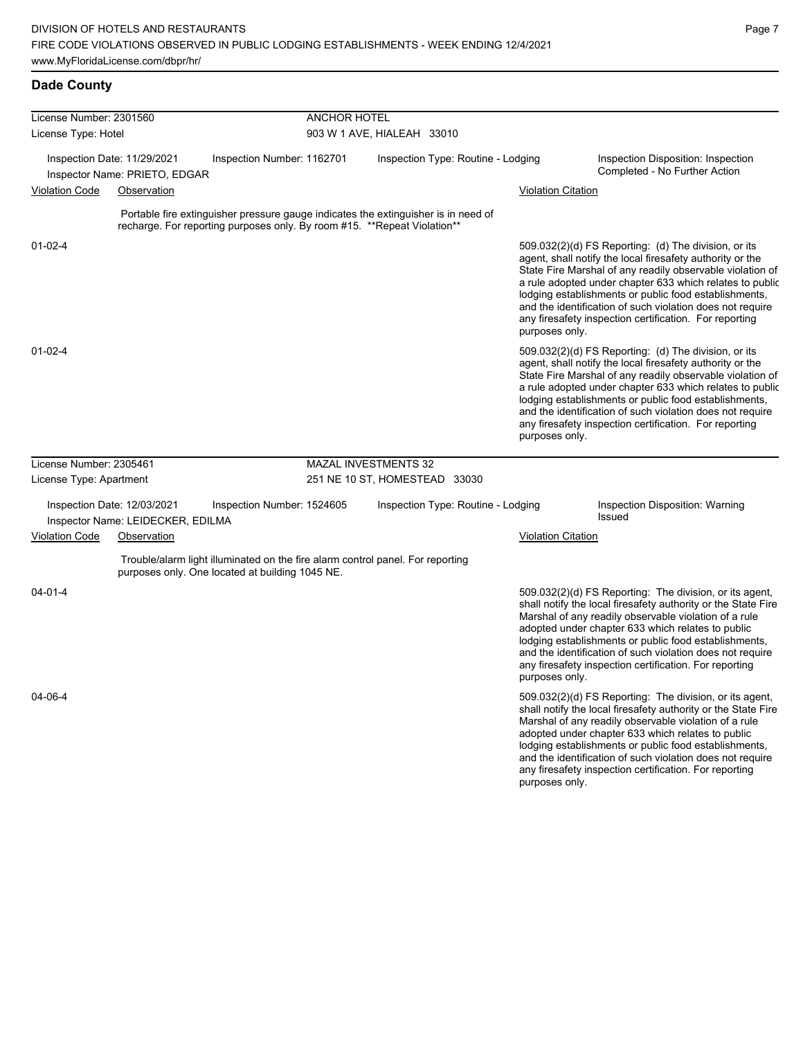## Dade County

| License Number: 2301560 | | ANCHOR HOTEL | |
|---|---|---|---|
| License Type: Hotel | | 903 W 1 AVE, HIALEAH 33010 | |
| Inspection Date: 11/29/2021<br>Inspector Name: PRIETO, EDGAR | Inspection Number: 1162701 | Inspection Type: Routine - Lodging | Inspection Disposition: Inspection Completed - No Further Action |

| Violation Code | Observation | Violation Citation |
|---|---|---|
| | Portable fire extinguisher pressure gauge indicates the extinguisher is in need of recharge. For reporting purposes only. By room #15. **Repeat Violation** | |
| 01-02-4 | | 509.032(2)(d) FS Reporting: (d) The division, or its agent, shall notify the local firesafety authority or the State Fire Marshal of any readily observable violation of a rule adopted under chapter 633 which relates to public lodging establishments or public food establishments, and the identification of such violation does not require any firesafety inspection certification. For reporting purposes only. |
| 01-02-4 | | 509.032(2)(d) FS Reporting: (d) The division, or its agent, shall notify the local firesafety authority or the State Fire Marshal of any readily observable violation of a rule adopted under chapter 633 which relates to public lodging establishments or public food establishments, and the identification of such violation does not require any firesafety inspection certification. For reporting purposes only. |

| License Number: 2305461 | | MAZAL INVESTMENTS 32 | |
|---|---|---|---|
| License Type: Apartment | | 251 NE 10 ST, HOMESTEAD 33030 | |
| Inspection Date: 12/03/2021<br>Inspector Name: LEIDECKER, EDILMA | Inspection Number: 1524605 | Inspection Type: Routine - Lodging | Inspection Disposition: Warning Issued |

| Violation Code | Observation | Violation Citation |
|---|---|---|
| | Trouble/alarm light illuminated on the fire alarm control panel. For reporting purposes only. One located at building 1045 NE. | |
| 04-01-4 | | 509.032(2)(d) FS Reporting: The division, or its agent, shall notify the local firesafety authority or the State Fire Marshal of any readily observable violation of a rule adopted under chapter 633 which relates to public lodging establishments or public food establishments, and the identification of such violation does not require any firesafety inspection certification. For reporting purposes only. |
| 04-06-4 | | 509.032(2)(d) FS Reporting: The division, or its agent, shall notify the local firesafety authority or the State Fire Marshal of any readily observable violation of a rule adopted under chapter 633 which relates to public lodging establishments or public food establishments, and the identification of such violation does not require any firesafety inspection certification. For reporting purposes only. |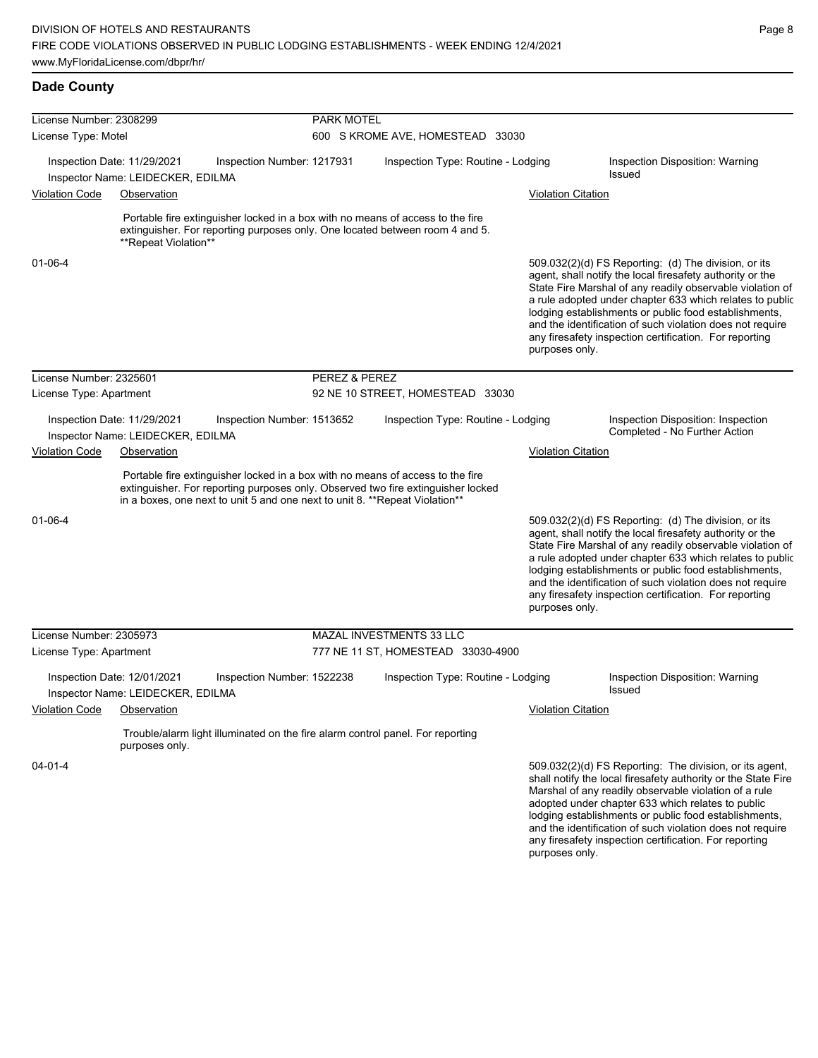## Dade County

**License Number:** 2308299 — **PARK MOTEL**
**License Type:** Motel — 600 S KROME AVE, HOMESTEAD 33030

Inspection Date: 11/29/2021 | Inspection Number: 1217931 | Inspection Type: Routine - Lodging | Inspection Disposition: Warning Issued
Inspector Name: LEIDECKER, EDILMA

| Violation Code | Observation | Violation Citation |
|---|---|---|
| 01-06-4 | Portable fire extinguisher locked in a box with no means of access to the fire extinguisher. For reporting purposes only. One located between room 4 and 5. **Repeat Violation** | 509.032(2)(d) FS Reporting: (d) The division, or its agent, shall notify the local firesafety authority or the State Fire Marshal of any readily observable violation of a rule adopted under chapter 633 which relates to public lodging establishments or public food establishments, and the identification of such violation does not require any firesafety inspection certification. For reporting purposes only. |

**License Number:** 2325601 — **PEREZ & PEREZ**
**License Type:** Apartment — 92 NE 10 STREET, HOMESTEAD 33030

Inspection Date: 11/29/2021 | Inspection Number: 1513652 | Inspection Type: Routine - Lodging | Inspection Disposition: Inspection Completed - No Further Action
Inspector Name: LEIDECKER, EDILMA

| Violation Code | Observation | Violation Citation |
|---|---|---|
| 01-06-4 | Portable fire extinguisher locked in a box with no means of access to the fire extinguisher. For reporting purposes only. Observed two fire extinguisher locked in a boxes, one next to unit 5 and one next to unit 8. **Repeat Violation** | 509.032(2)(d) FS Reporting: (d) The division, or its agent, shall notify the local firesafety authority or the State Fire Marshal of any readily observable violation of a rule adopted under chapter 633 which relates to public lodging establishments or public food establishments, and the identification of such violation does not require any firesafety inspection certification. For reporting purposes only. |

**License Number:** 2305973 — **MAZAL INVESTMENTS 33 LLC**
**License Type:** Apartment — 777 NE 11 ST, HOMESTEAD 33030-4900

Inspection Date: 12/01/2021 | Inspection Number: 1522238 | Inspection Type: Routine - Lodging | Inspection Disposition: Warning Issued
Inspector Name: LEIDECKER, EDILMA

| Violation Code | Observation | Violation Citation |
|---|---|---|
| 04-01-4 | Trouble/alarm light illuminated on the fire alarm control panel. For reporting purposes only. | 509.032(2)(d) FS Reporting: The division, or its agent, shall notify the local firesafety authority or the State Fire Marshal of any readily observable violation of a rule adopted under chapter 633 which relates to public lodging establishments or public food establishments, and the identification of such violation does not require any firesafety inspection certification. For reporting purposes only. |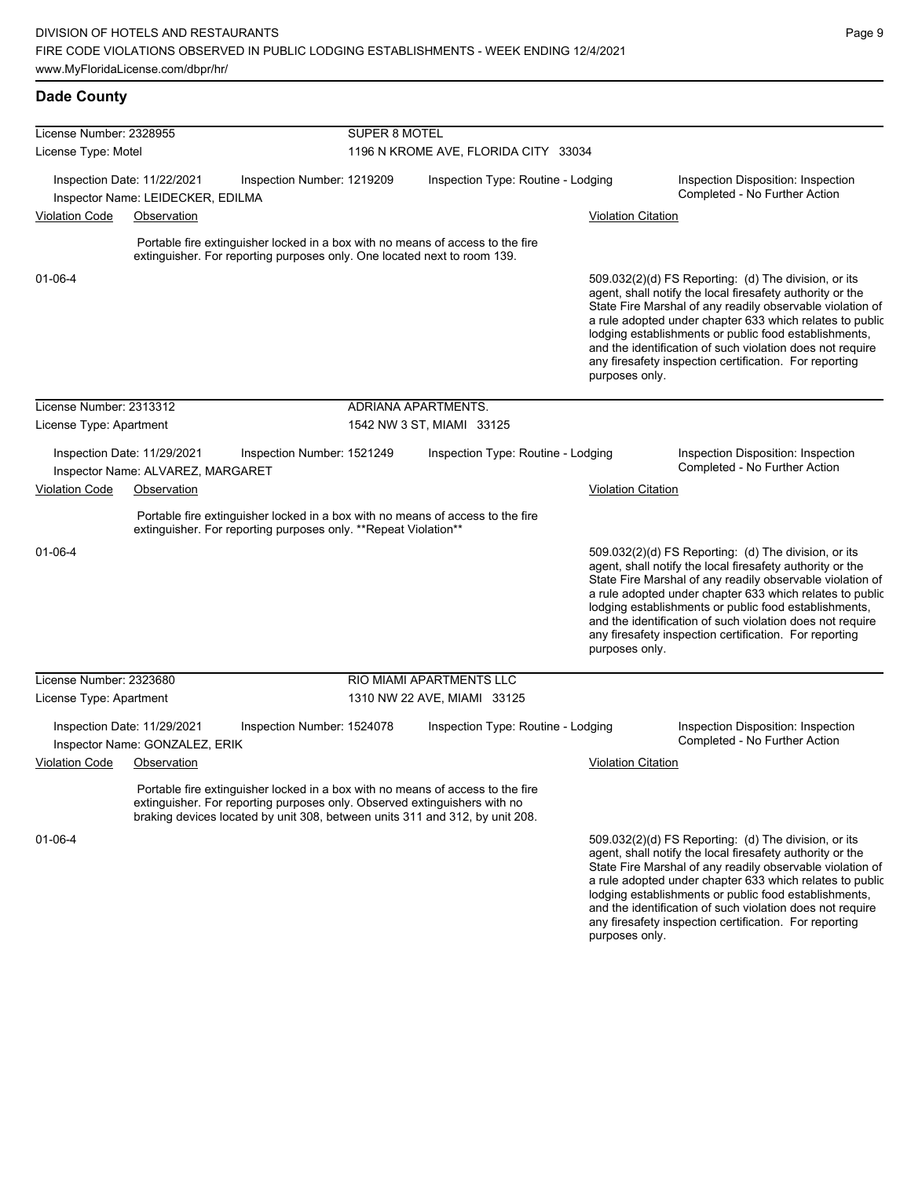## Dade County

**License Number:** 2328955 — **SUPER 8 MOTEL**
**License Type:** Motel — 1196 N KROME AVE, FLORIDA CITY 33034

Inspection Date: 11/22/2021 | Inspection Number: 1219209 | Inspection Type: Routine - Lodging | Inspection Disposition: Inspection Completed - No Further Action
Inspector Name: LEIDECKER, EDILMA

| Violation Code | Observation | Violation Citation |
|---|---|---|
| 01-06-4 | Portable fire extinguisher locked in a box with no means of access to the fire extinguisher. For reporting purposes only. One located next to room 139. | 509.032(2)(d) FS Reporting: (d) The division, or its agent, shall notify the local firesafety authority or the State Fire Marshal of any readily observable violation of a rule adopted under chapter 633 which relates to public lodging establishments or public food establishments, and the identification of such violation does not require any firesafety inspection certification. For reporting purposes only. |

**License Number:** 2313312 — **ADRIANA APARTMENTS.**
**License Type:** Apartment — 1542 NW 3 ST, MIAMI 33125

Inspection Date: 11/29/2021 | Inspection Number: 1521249 | Inspection Type: Routine - Lodging | Inspection Disposition: Inspection Completed - No Further Action
Inspector Name: ALVAREZ, MARGARET

| Violation Code | Observation | Violation Citation |
|---|---|---|
| 01-06-4 | Portable fire extinguisher locked in a box with no means of access to the fire extinguisher. For reporting purposes only. **Repeat Violation** | 509.032(2)(d) FS Reporting: (d) The division, or its agent, shall notify the local firesafety authority or the State Fire Marshal of any readily observable violation of a rule adopted under chapter 633 which relates to public lodging establishments or public food establishments, and the identification of such violation does not require any firesafety inspection certification. For reporting purposes only. |

**License Number:** 2323680 — **RIO MIAMI APARTMENTS LLC**
**License Type:** Apartment — 1310 NW 22 AVE, MIAMI 33125

Inspection Date: 11/29/2021 | Inspection Number: 1524078 | Inspection Type: Routine - Lodging | Inspection Disposition: Inspection Completed - No Further Action
Inspector Name: GONZALEZ, ERIK

| Violation Code | Observation | Violation Citation |
|---|---|---|
| 01-06-4 | Portable fire extinguisher locked in a box with no means of access to the fire extinguisher. For reporting purposes only. Observed extinguishers with no braking devices located by unit 308, between units 311 and 312, by unit 208. | 509.032(2)(d) FS Reporting: (d) The division, or its agent, shall notify the local firesafety authority or the State Fire Marshal of any readily observable violation of a rule adopted under chapter 633 which relates to public lodging establishments or public food establishments, and the identification of such violation does not require any firesafety inspection certification. For reporting purposes only. |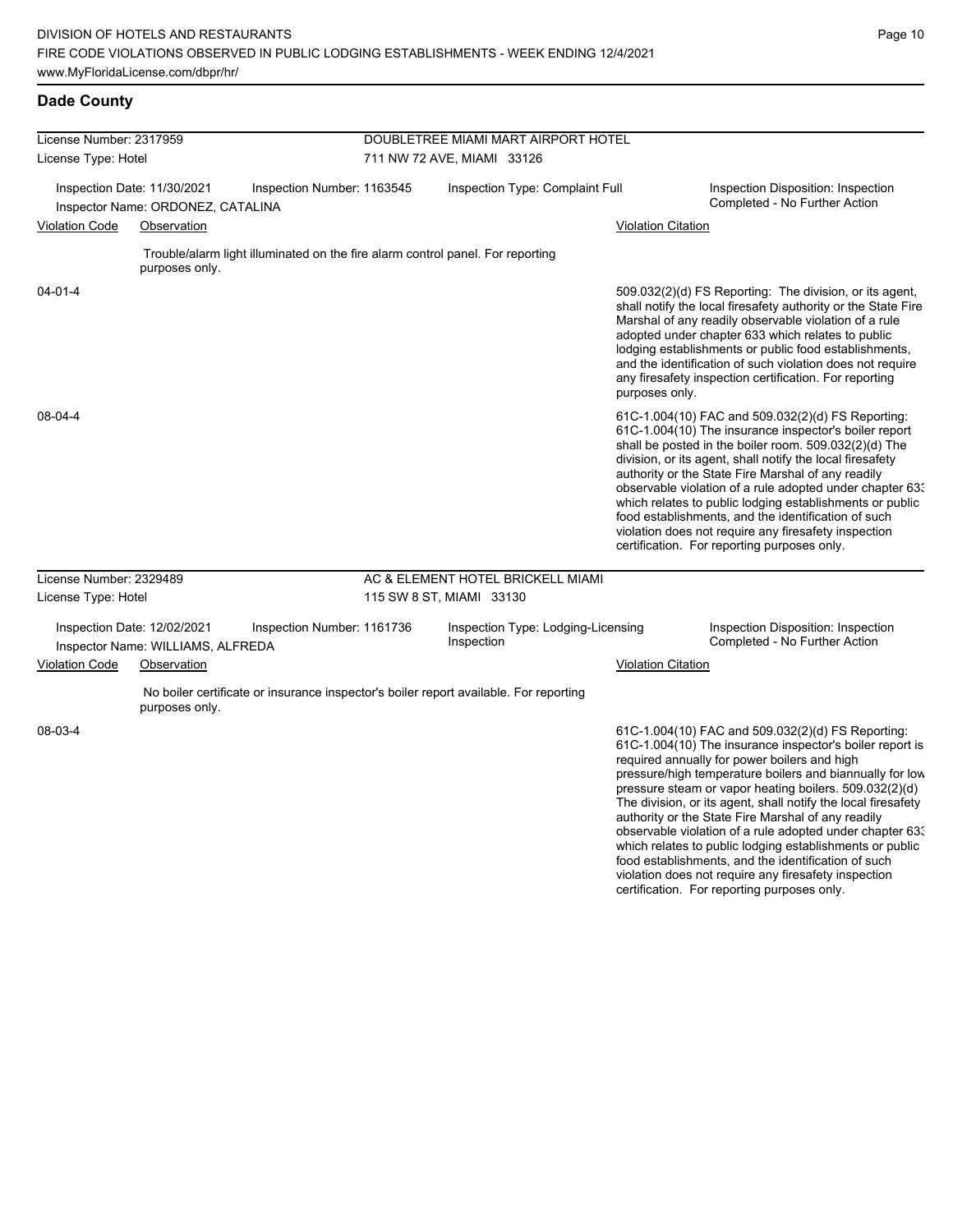## Dade County

**License Number:** 2317959
**License Type:** Hotel

**DOUBLETREE MIAMI MART AIRPORT HOTEL**
711 NW 72 AVE, MIAMI 33126

Inspection Date: 11/30/2021 | Inspection Number: 1163545 | Inspection Type: Complaint Full | Inspection Disposition: Inspection Completed - No Further Action
Inspector Name: ORDONEZ, CATALINA

| Violation Code | Observation | Violation Citation |
|---|---|---|
| 04-01-4 | Trouble/alarm light illuminated on the fire alarm control panel. For reporting purposes only. | 509.032(2)(d) FS Reporting: The division, or its agent, shall notify the local firesafety authority or the State Fire Marshal of any readily observable violation of a rule adopted under chapter 633 which relates to public lodging establishments or public food establishments, and the identification of such violation does not require any firesafety inspection certification. For reporting purposes only. |
| 08-04-4 | | 61C-1.004(10) FAC and 509.032(2)(d) FS Reporting: 61C-1.004(10) The insurance inspector's boiler report shall be posted in the boiler room. 509.032(2)(d) The division, or its agent, shall notify the local firesafety authority or the State Fire Marshal of any readily observable violation of a rule adopted under chapter 633 which relates to public lodging establishments or public food establishments, and the identification of such violation does not require any firesafety inspection certification. For reporting purposes only. |

**License Number:** 2329489
**License Type:** Hotel

**AC & ELEMENT HOTEL BRICKELL MIAMI**
115 SW 8 ST, MIAMI 33130

Inspection Date: 12/02/2021 | Inspection Number: 1161736 | Inspection Type: Lodging-Licensing Inspection | Inspection Disposition: Inspection Completed - No Further Action
Inspector Name: WILLIAMS, ALFREDA

| Violation Code | Observation | Violation Citation |
|---|---|---|
| 08-03-4 | No boiler certificate or insurance inspector's boiler report available. For reporting purposes only. | 61C-1.004(10) FAC and 509.032(2)(d) FS Reporting: 61C-1.004(10) The insurance inspector's boiler report is required annually for power boilers and high pressure/high temperature boilers and biannually for low pressure steam or vapor heating boilers. 509.032(2)(d) The division, or its agent, shall notify the local firesafety authority or the State Fire Marshal of any readily observable violation of a rule adopted under chapter 633 which relates to public lodging establishments or public food establishments, and the identification of such violation does not require any firesafety inspection certification. For reporting purposes only. |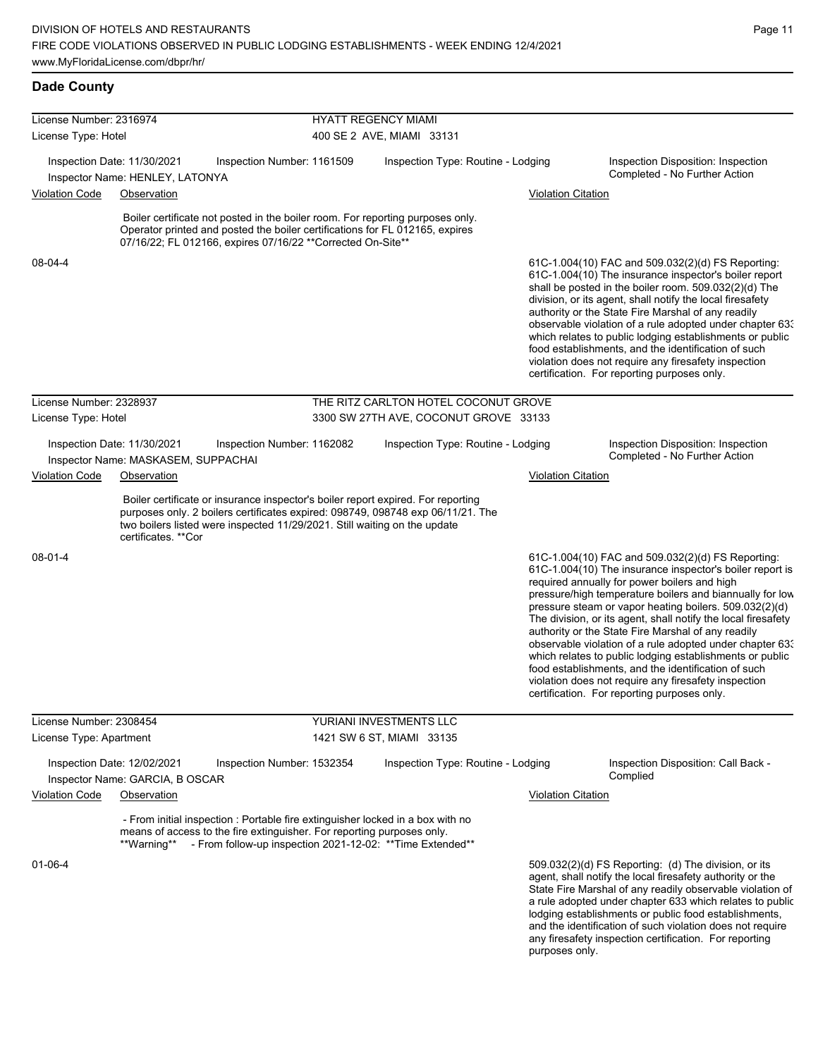## Dade County

**License Number:** 2316974 — **HYATT REGENCY MIAMI**
**License Type:** Hotel — 400 SE 2 AVE, MIAMI 33131

Inspection Date: 11/30/2021 | Inspection Number: 1161509 | Inspection Type: Routine - Lodging | Inspection Disposition: Inspection Completed - No Further Action
Inspector Name: HENLEY, LATONYA

| Violation Code | Observation | Violation Citation |
|---|---|---|
| 08-04-4 | Boiler certificate not posted in the boiler room. For reporting purposes only. Operator printed and posted the boiler certifications for FL 012165, expires 07/16/22; FL 012166, expires 07/16/22 **Corrected On-Site** | 61C-1.004(10) FAC and 509.032(2)(d) FS Reporting: 61C-1.004(10) The insurance inspector's boiler report shall be posted in the boiler room. 509.032(2)(d) The division, or its agent, shall notify the local firesafety authority or the State Fire Marshal of any readily observable violation of a rule adopted under chapter 633 which relates to public lodging establishments or public food establishments, and the identification of such violation does not require any firesafety inspection certification. For reporting purposes only. |

**License Number:** 2328937 — **THE RITZ CARLTON HOTEL COCONUT GROVE**
**License Type:** Hotel — 3300 SW 27TH AVE, COCONUT GROVE 33133

Inspection Date: 11/30/2021 | Inspection Number: 1162082 | Inspection Type: Routine - Lodging | Inspection Disposition: Inspection Completed - No Further Action
Inspector Name: MASKASEM, SUPPACHAI

| Violation Code | Observation | Violation Citation |
|---|---|---|
| 08-01-4 | Boiler certificate or insurance inspector's boiler report expired. For reporting purposes only. 2 boilers certificates expired: 098749, 098748 exp 06/11/21. The two boilers listed were inspected 11/29/2021. Still waiting on the update certificates. **Cor | 61C-1.004(10) FAC and 509.032(2)(d) FS Reporting: 61C-1.004(10) The insurance inspector's boiler report is required annually for power boilers and high pressure/high temperature boilers and biannually for low pressure steam or vapor heating boilers. 509.032(2)(d) The division, or its agent, shall notify the local firesafety authority or the State Fire Marshal of any readily observable violation of a rule adopted under chapter 633 which relates to public lodging establishments or public food establishments, and the identification of such violation does not require any firesafety inspection certification. For reporting purposes only. |

**License Number:** 2308454 — **YURIANI INVESTMENTS LLC**
**License Type:** Apartment — 1421 SW 6 ST, MIAMI 33135

Inspection Date: 12/02/2021 | Inspection Number: 1532354 | Inspection Type: Routine - Lodging | Inspection Disposition: Call Back - Complied
Inspector Name: GARCIA, B OSCAR

| Violation Code | Observation | Violation Citation |
|---|---|---|
| 01-06-4 | - From initial inspection : Portable fire extinguisher locked in a box with no means of access to the fire extinguisher. For reporting purposes only. **Warning** - From follow-up inspection 2021-12-02: **Time Extended** | 509.032(2)(d) FS Reporting: (d) The division, or its agent, shall notify the local firesafety authority or the State Fire Marshal of any readily observable violation of a rule adopted under chapter 633 which relates to public lodging establishments or public food establishments, and the identification of such violation does not require any firesafety inspection certification. For reporting purposes only. |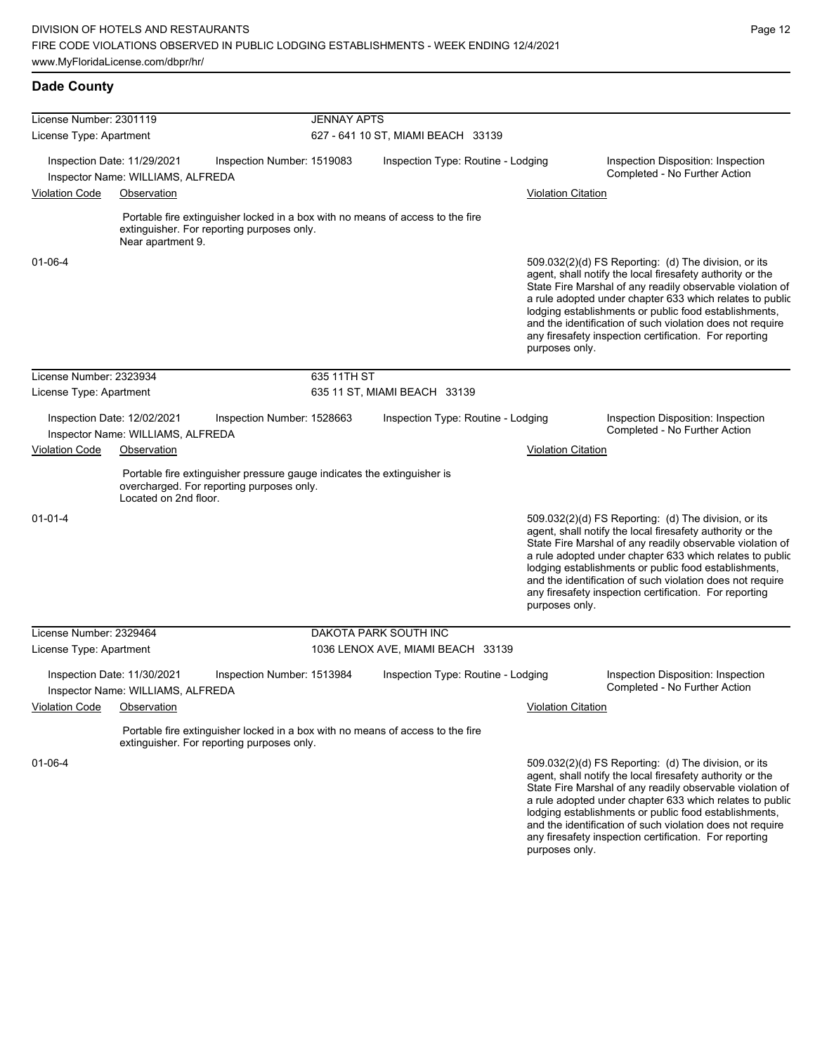## Dade County

**License Number:** 2301119 — **JENNAY APTS**
**License Type:** Apartment — 627 - 641 10 ST, MIAMI BEACH 33139

Inspection Date: 11/29/2021 | Inspection Number: 1519083 | Inspection Type: Routine - Lodging | Inspection Disposition: Inspection Completed - No Further Action
Inspector Name: WILLIAMS, ALFREDA

| Violation Code | Observation | Violation Citation |
| --- | --- | --- |
| 01-06-4 | Portable fire extinguisher locked in a box with no means of access to the fire extinguisher. For reporting purposes only. Near apartment 9. | 509.032(2)(d) FS Reporting: (d) The division, or its agent, shall notify the local firesafety authority or the State Fire Marshal of any readily observable violation of a rule adopted under chapter 633 which relates to public lodging establishments or public food establishments, and the identification of such violation does not require any firesafety inspection certification. For reporting purposes only. |

**License Number:** 2323934 — **635 11TH ST**
**License Type:** Apartment — 635 11 ST, MIAMI BEACH 33139

Inspection Date: 12/02/2021 | Inspection Number: 1528663 | Inspection Type: Routine - Lodging | Inspection Disposition: Inspection Completed - No Further Action
Inspector Name: WILLIAMS, ALFREDA

| Violation Code | Observation | Violation Citation |
| --- | --- | --- |
| 01-01-4 | Portable fire extinguisher pressure gauge indicates the extinguisher is overcharged. For reporting purposes only. Located on 2nd floor. | 509.032(2)(d) FS Reporting: (d) The division, or its agent, shall notify the local firesafety authority or the State Fire Marshal of any readily observable violation of a rule adopted under chapter 633 which relates to public lodging establishments or public food establishments, and the identification of such violation does not require any firesafety inspection certification. For reporting purposes only. |

**License Number:** 2329464 — **DAKOTA PARK SOUTH INC**
**License Type:** Apartment — 1036 LENOX AVE, MIAMI BEACH 33139

Inspection Date: 11/30/2021 | Inspection Number: 1513984 | Inspection Type: Routine - Lodging | Inspection Disposition: Inspection Completed - No Further Action
Inspector Name: WILLIAMS, ALFREDA

| Violation Code | Observation | Violation Citation |
| --- | --- | --- |
| 01-06-4 | Portable fire extinguisher locked in a box with no means of access to the fire extinguisher. For reporting purposes only. | 509.032(2)(d) FS Reporting: (d) The division, or its agent, shall notify the local firesafety authority or the State Fire Marshal of any readily observable violation of a rule adopted under chapter 633 which relates to public lodging establishments or public food establishments, and the identification of such violation does not require any firesafety inspection certification. For reporting purposes only. |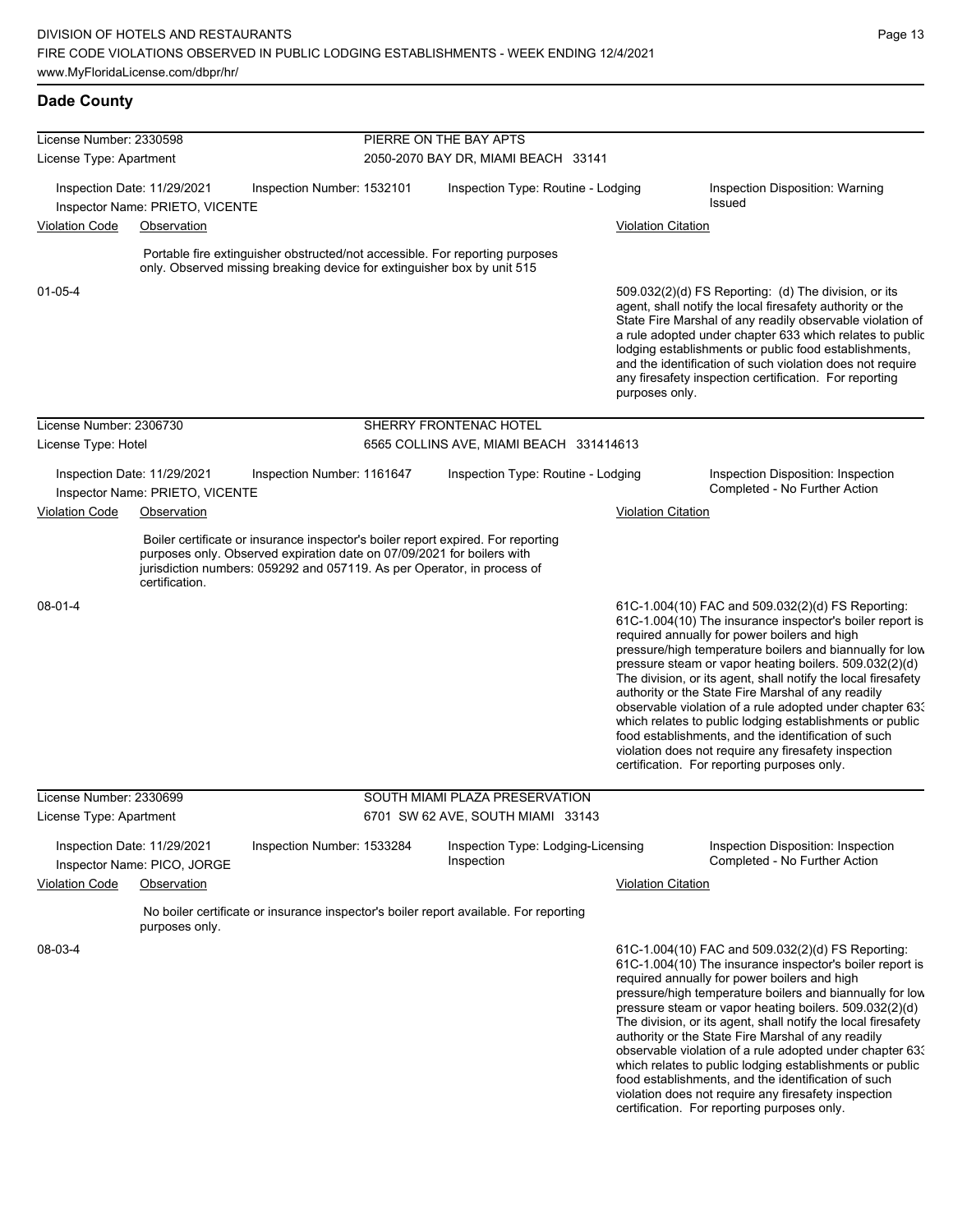## Dade County

**License Number:** 2330598 — PIERRE ON THE BAY APTS
**License Type:** Apartment — 2050-2070 BAY DR, MIAMI BEACH 33141

Inspection Date: 11/29/2021 | Inspection Number: 1532101 | Inspection Type: Routine - Lodging | Inspection Disposition: Warning Issued
Inspector Name: PRIETO, VICENTE

| Violation Code | Observation | Violation Citation |
| --- | --- | --- |
| 01-05-4 | Portable fire extinguisher obstructed/not accessible. For reporting purposes only. Observed missing breaking device for extinguisher box by unit 515 | 509.032(2)(d) FS Reporting: (d) The division, or its agent, shall notify the local firesafety authority or the State Fire Marshal of any readily observable violation of a rule adopted under chapter 633 which relates to public lodging establishments or public food establishments, and the identification of such violation does not require any firesafety inspection certification. For reporting purposes only. |

**License Number:** 2306730 — SHERRY FRONTENAC HOTEL
**License Type:** Hotel — 6565 COLLINS AVE, MIAMI BEACH 331414613

Inspection Date: 11/29/2021 | Inspection Number: 1161647 | Inspection Type: Routine - Lodging | Inspection Disposition: Inspection Completed - No Further Action
Inspector Name: PRIETO, VICENTE

| Violation Code | Observation | Violation Citation |
| --- | --- | --- |
| 08-01-4 | Boiler certificate or insurance inspector's boiler report expired. For reporting purposes only. Observed expiration date on 07/09/2021 for boilers with jurisdiction numbers: 059292 and 057119. As per Operator, in process of certification. | 61C-1.004(10) FAC and 509.032(2)(d) FS Reporting: 61C-1.004(10) The insurance inspector's boiler report is required annually for power boilers and high pressure/high temperature boilers and biannually for low pressure steam or vapor heating boilers. 509.032(2)(d) The division, or its agent, shall notify the local firesafety authority or the State Fire Marshal of any readily observable violation of a rule adopted under chapter 633 which relates to public lodging establishments or public food establishments, and the identification of such violation does not require any firesafety inspection certification. For reporting purposes only. |

**License Number:** 2330699 — SOUTH MIAMI PLAZA PRESERVATION
**License Type:** Apartment — 6701 SW 62 AVE, SOUTH MIAMI 33143

Inspection Date: 11/29/2021 | Inspection Number: 1533284 | Inspection Type: Lodging-Licensing Inspection | Inspection Disposition: Inspection Completed - No Further Action
Inspector Name: PICO, JORGE

| Violation Code | Observation | Violation Citation |
| --- | --- | --- |
| 08-03-4 | No boiler certificate or insurance inspector's boiler report available. For reporting purposes only. | 61C-1.004(10) FAC and 509.032(2)(d) FS Reporting: 61C-1.004(10) The insurance inspector's boiler report is required annually for power boilers and high pressure/high temperature boilers and biannually for low pressure steam or vapor heating boilers. 509.032(2)(d) The division, or its agent, shall notify the local firesafety authority or the State Fire Marshal of any readily observable violation of a rule adopted under chapter 633 which relates to public lodging establishments or public food establishments, and the identification of such violation does not require any firesafety inspection certification. For reporting purposes only. |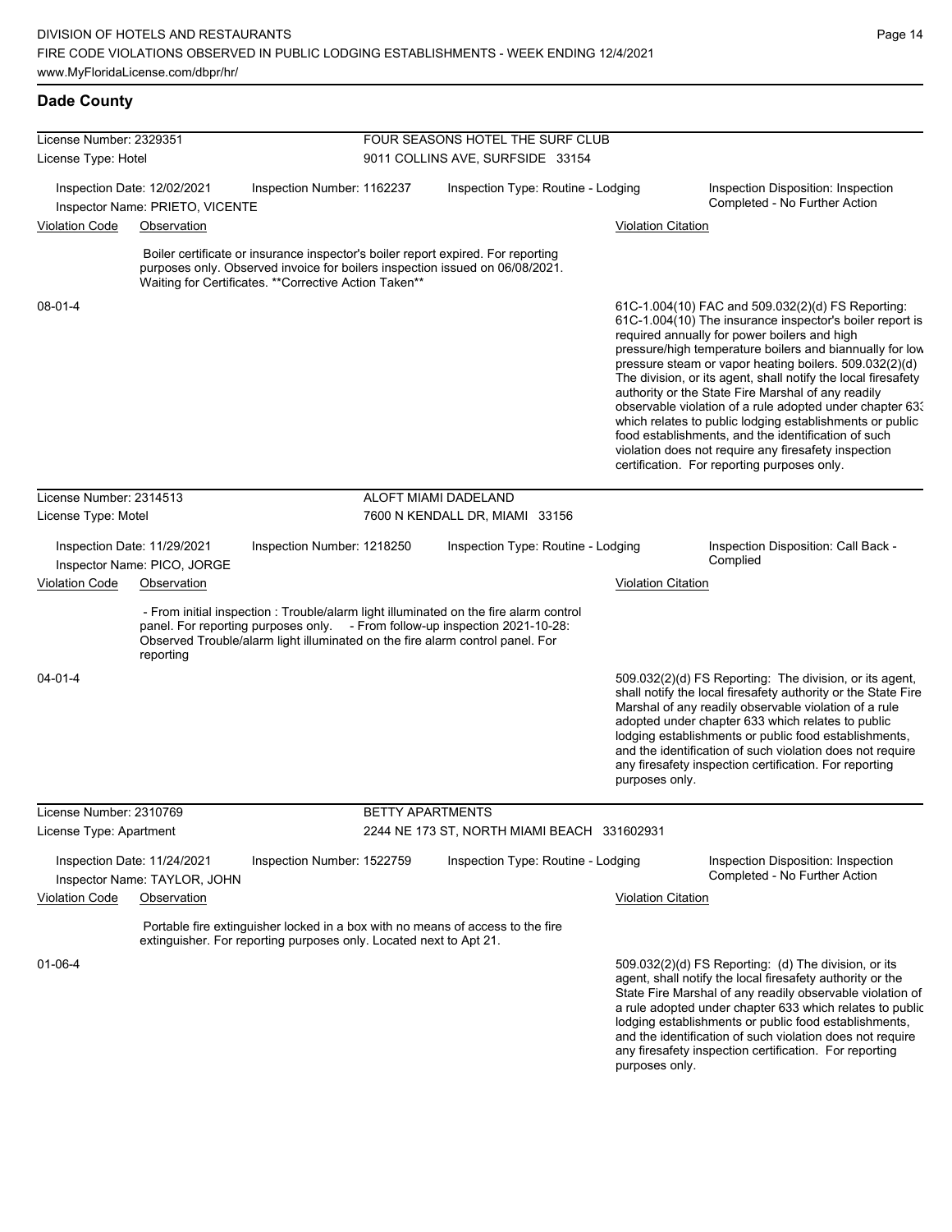## Dade County

**License Number:** 2329351
**License Type:** Hotel

**FOUR SEASONS HOTEL THE SURF CLUB**
9011 COLLINS AVE, SURFSIDE 33154

Inspection Date: 12/02/2021
Inspection Number: 1162237
Inspection Type: Routine - Lodging
Inspection Disposition: Inspection Completed - No Further Action
Inspector Name: PRIETO, VICENTE

| Violation Code | Observation | Violation Citation |
|---|---|---|
| 08-01-4 | Boiler certificate or insurance inspector's boiler report expired. For reporting purposes only. Observed invoice for boilers inspection issued on 06/08/2021. Waiting for Certificates. **Corrective Action Taken** | 61C-1.004(10) FAC and 509.032(2)(d) FS Reporting: 61C-1.004(10) The insurance inspector's boiler report is required annually for power boilers and high pressure/high temperature boilers and biannually for low pressure steam or vapor heating boilers. 509.032(2)(d) The division, or its agent, shall notify the local firesafety authority or the State Fire Marshal of any readily observable violation of a rule adopted under chapter 633 which relates to public lodging establishments or public food establishments, and the identification of such violation does not require any firesafety inspection certification. For reporting purposes only. |

---

**License Number:** 2314513
**License Type:** Motel

**ALOFT MIAMI DADELAND**
7600 N KENDALL DR, MIAMI 33156

Inspection Date: 11/29/2021
Inspection Number: 1218250
Inspection Type: Routine - Lodging
Inspection Disposition: Call Back - Complied
Inspector Name: PICO, JORGE

| Violation Code | Observation | Violation Citation |
|---|---|---|
| 04-01-4 | - From initial inspection : Trouble/alarm light illuminated on the fire alarm control panel. For reporting purposes only. - From follow-up inspection 2021-10-28: Observed Trouble/alarm light illuminated on the fire alarm control panel. For reporting | 509.032(2)(d) FS Reporting: The division, or its agent, shall notify the local firesafety authority or the State Fire Marshal of any readily observable violation of a rule adopted under chapter 633 which relates to public lodging establishments or public food establishments, and the identification of such violation does not require any firesafety inspection certification. For reporting purposes only. |

---

**License Number:** 2310769
**License Type:** Apartment

**BETTY APARTMENTS**
2244 NE 173 ST, NORTH MIAMI BEACH 331602931

Inspection Date: 11/24/2021
Inspection Number: 1522759
Inspection Type: Routine - Lodging
Inspection Disposition: Inspection Completed - No Further Action
Inspector Name: TAYLOR, JOHN

| Violation Code | Observation | Violation Citation |
|---|---|---|
| 01-06-4 | Portable fire extinguisher locked in a box with no means of access to the fire extinguisher. For reporting purposes only. Located next to Apt 21. | 509.032(2)(d) FS Reporting: (d) The division, or its agent, shall notify the local firesafety authority or the State Fire Marshal of any readily observable violation of a rule adopted under chapter 633 which relates to public lodging establishments or public food establishments, and the identification of such violation does not require any firesafety inspection certification. For reporting purposes only. |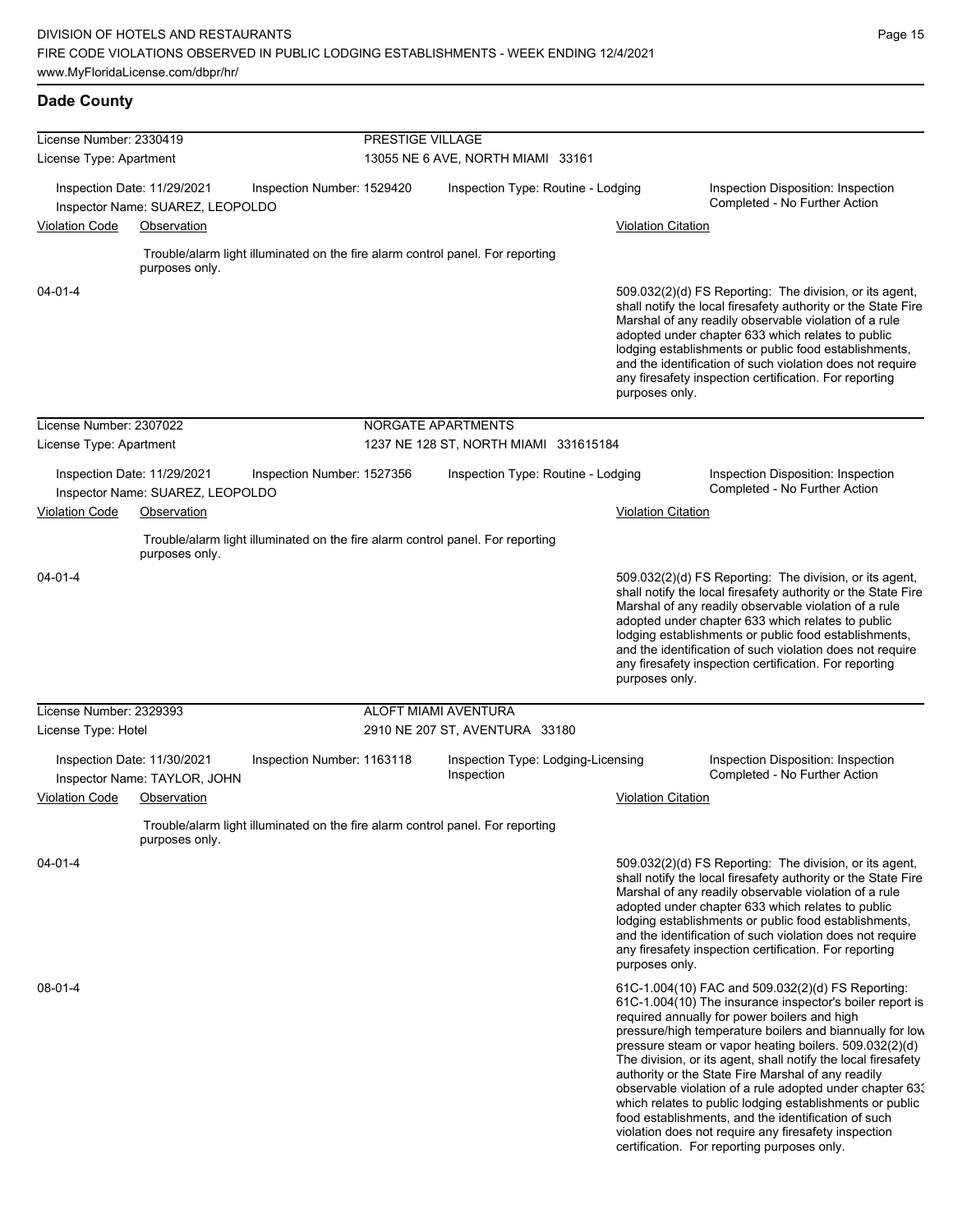## Dade County

| License Number: 2330419 | PRESTIGE VILLAGE | | |
|---|---|---|---|
| License Type: Apartment | 13055 NE 6 AVE, NORTH MIAMI 33161 | | |
| Inspection Date: 11/29/2021<br>Inspector Name: SUAREZ, LEOPOLDO | Inspection Number: 1529420 | Inspection Type: Routine - Lodging | Inspection Disposition: Inspection Completed - No Further Action |

| Violation Code | Observation | Violation Citation |
|---|---|---|
| 04-01-4 | Trouble/alarm light illuminated on the fire alarm control panel. For reporting purposes only. | 509.032(2)(d) FS Reporting: The division, or its agent, shall notify the local firesafety authority or the State Fire Marshal of any readily observable violation of a rule adopted under chapter 633 which relates to public lodging establishments or public food establishments, and the identification of such violation does not require any firesafety inspection certification. For reporting purposes only. |

| License Number: 2307022 | NORGATE APARTMENTS | | |
|---|---|---|---|
| License Type: Apartment | 1237 NE 128 ST, NORTH MIAMI 331615184 | | |
| Inspection Date: 11/29/2021<br>Inspector Name: SUAREZ, LEOPOLDO | Inspection Number: 1527356 | Inspection Type: Routine - Lodging | Inspection Disposition: Inspection Completed - No Further Action |

| Violation Code | Observation | Violation Citation |
|---|---|---|
| 04-01-4 | Trouble/alarm light illuminated on the fire alarm control panel. For reporting purposes only. | 509.032(2)(d) FS Reporting: The division, or its agent, shall notify the local firesafety authority or the State Fire Marshal of any readily observable violation of a rule adopted under chapter 633 which relates to public lodging establishments or public food establishments, and the identification of such violation does not require any firesafety inspection certification. For reporting purposes only. |

| License Number: 2329393 | ALOFT MIAMI AVENTURA | | |
|---|---|---|---|
| License Type: Hotel | 2910 NE 207 ST, AVENTURA 33180 | | |
| Inspection Date: 11/30/2021<br>Inspector Name: TAYLOR, JOHN | Inspection Number: 1163118 | Inspection Type: Lodging-Licensing Inspection | Inspection Disposition: Inspection Completed - No Further Action |

| Violation Code | Observation | Violation Citation |
|---|---|---|
| 04-01-4 | Trouble/alarm light illuminated on the fire alarm control panel. For reporting purposes only. | 509.032(2)(d) FS Reporting: The division, or its agent, shall notify the local firesafety authority or the State Fire Marshal of any readily observable violation of a rule adopted under chapter 633 which relates to public lodging establishments or public food establishments, and the identification of such violation does not require any firesafety inspection certification. For reporting purposes only. |
| 08-01-4 | | 61C-1.004(10) FAC and 509.032(2)(d) FS Reporting: 61C-1.004(10) The insurance inspector's boiler report is required annually for power boilers and high pressure/high temperature boilers and biannually for low pressure steam or vapor heating boilers. 509.032(2)(d) The division, or its agent, shall notify the local firesafety authority or the State Fire Marshal of any readily observable violation of a rule adopted under chapter 633 which relates to public lodging establishments or public food establishments, and the identification of such violation does not require any firesafety inspection certification. For reporting purposes only. |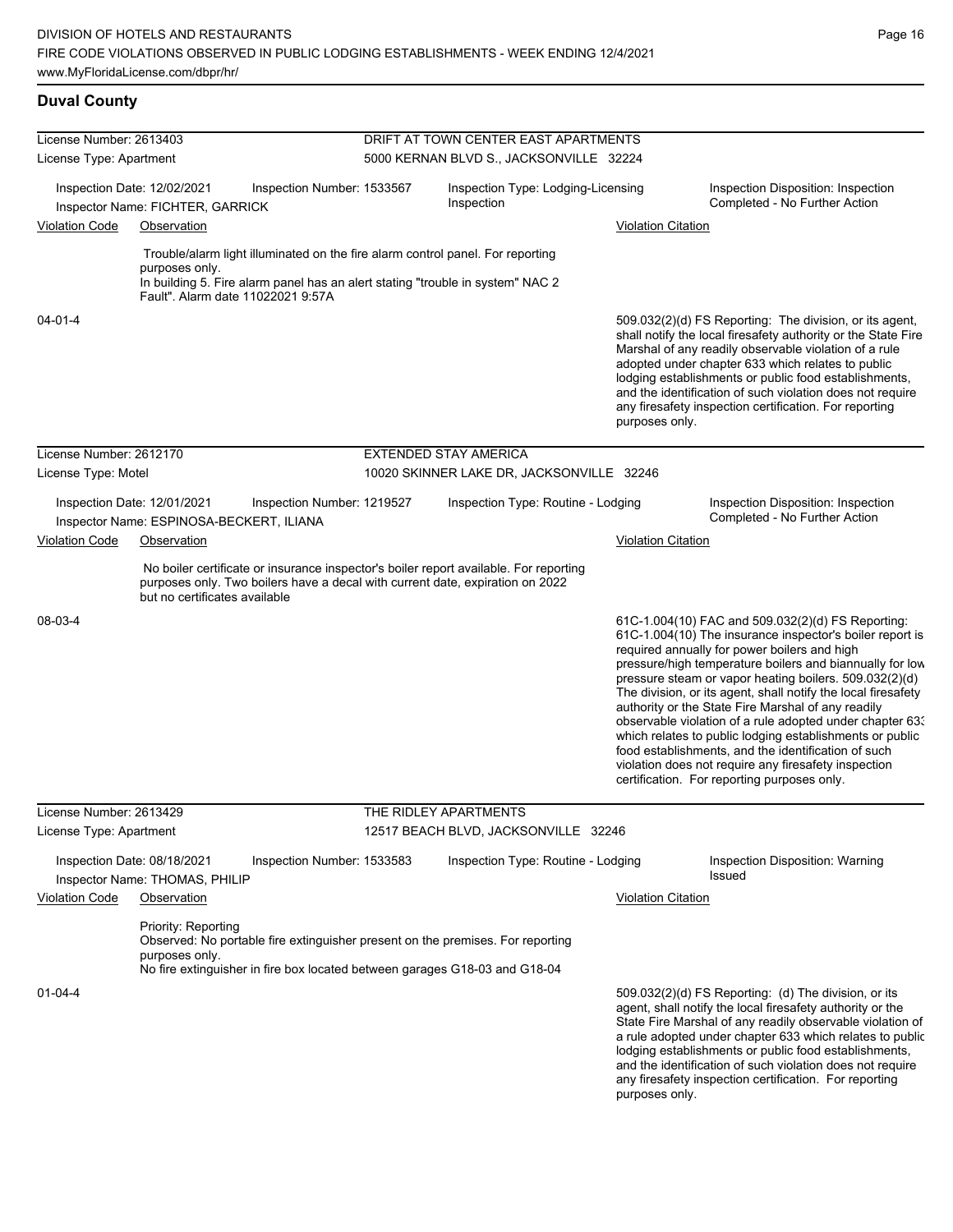## Duval County

**License Number:** 2613403 — DRIFT AT TOWN CENTER EAST APARTMENTS
**License Type:** Apartment — 5000 KERNAN BLVD S., JACKSONVILLE 32224

Inspection Date: 12/02/2021 | Inspection Number: 1533567 | Inspection Type: Lodging-Licensing Inspection | Inspection Disposition: Inspection Completed - No Further Action
Inspector Name: FICHTER, GARRICK

| Violation Code | Observation | Violation Citation |
|---|---|---|
| 04-01-4 | Trouble/alarm light illuminated on the fire alarm control panel. For reporting purposes only. In building 5. Fire alarm panel has an alert stating "trouble in system" NAC 2 Fault". Alarm date 11022021 9:57A | 509.032(2)(d) FS Reporting: The division, or its agent, shall notify the local firesafety authority or the State Fire Marshal of any readily observable violation of a rule adopted under chapter 633 which relates to public lodging establishments or public food establishments, and the identification of such violation does not require any firesafety inspection certification. For reporting purposes only. |

**License Number:** 2612170 — EXTENDED STAY AMERICA
**License Type:** Motel — 10020 SKINNER LAKE DR, JACKSONVILLE 32246

Inspection Date: 12/01/2021 | Inspection Number: 1219527 | Inspection Type: Routine - Lodging | Inspection Disposition: Inspection Completed - No Further Action
Inspector Name: ESPINOSA-BECKERT, ILIANA

| Violation Code | Observation | Violation Citation |
|---|---|---|
| 08-03-4 | No boiler certificate or insurance inspector's boiler report available. For reporting purposes only. Two boilers have a decal with current date, expiration on 2022 but no certificates available | 61C-1.004(10) FAC and 509.032(2)(d) FS Reporting: 61C-1.004(10) The insurance inspector's boiler report is required annually for power boilers and high pressure/high temperature boilers and biannually for low pressure steam or vapor heating boilers. 509.032(2)(d) The division, or its agent, shall notify the local firesafety authority or the State Fire Marshal of any readily observable violation of a rule adopted under chapter 633 which relates to public lodging establishments or public food establishments, and the identification of such violation does not require any firesafety inspection certification. For reporting purposes only. |

**License Number:** 2613429 — THE RIDLEY APARTMENTS
**License Type:** Apartment — 12517 BEACH BLVD, JACKSONVILLE 32246

Inspection Date: 08/18/2021 | Inspection Number: 1533583 | Inspection Type: Routine - Lodging | Inspection Disposition: Warning Issued
Inspector Name: THOMAS, PHILIP

| Violation Code | Observation | Violation Citation |
|---|---|---|
| 01-04-4 | Priority: Reporting<br>Observed: No portable fire extinguisher present on the premises. For reporting purposes only.<br>No fire extinguisher in fire box located between garages G18-03 and G18-04 | 509.032(2)(d) FS Reporting: (d) The division, or its agent, shall notify the local firesafety authority or the State Fire Marshal of any readily observable violation of a rule adopted under chapter 633 which relates to public lodging establishments or public food establishments, and the identification of such violation does not require any firesafety inspection certification. For reporting purposes only. |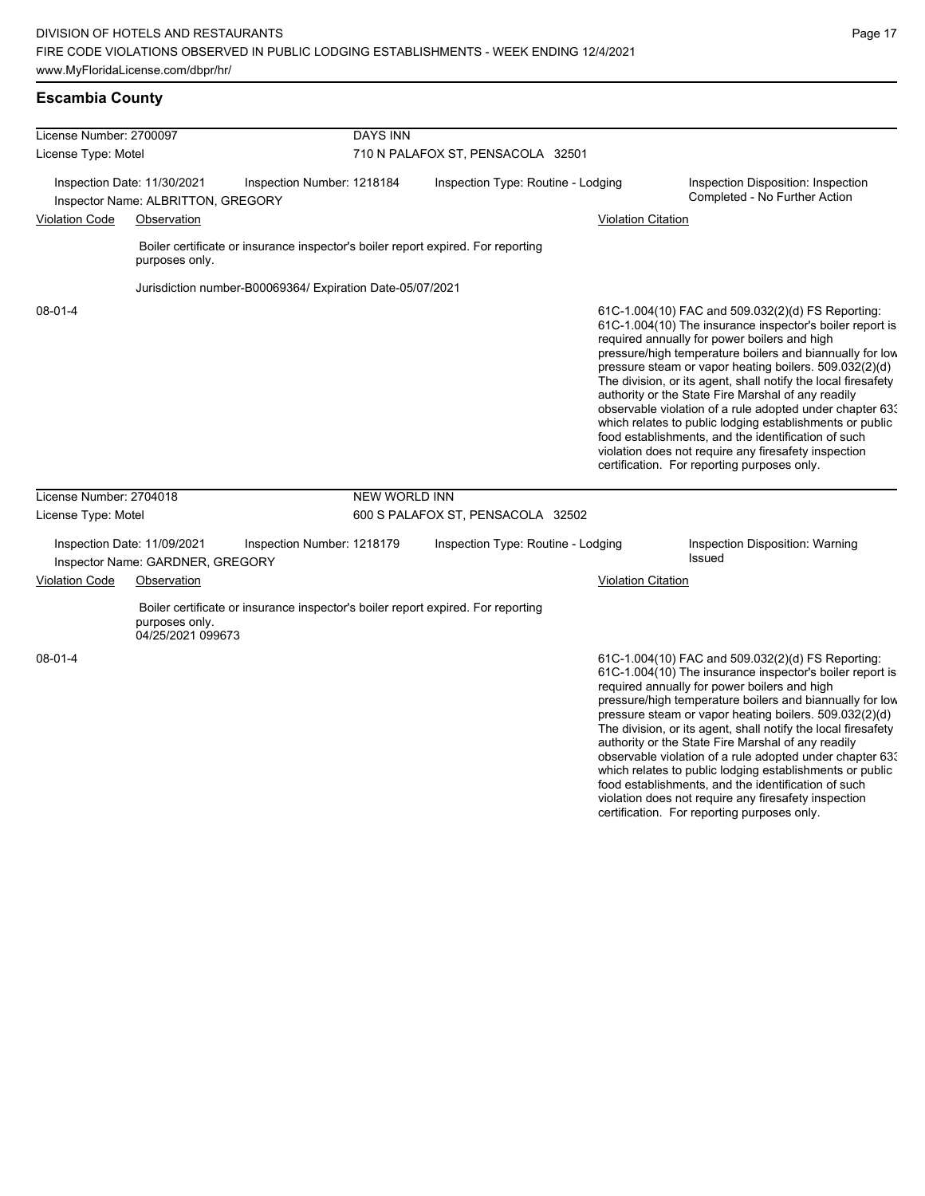## Escambia County

| License Number: 2700097 | | DAYS INN | |
|---|---|---|---|
| License Type: Motel | | 710 N PALAFOX ST, PENSACOLA 32501 | |
| Inspection Date: 11/30/2021 | Inspection Number: 1218184 | Inspection Type: Routine - Lodging | Inspection Disposition: Inspection Completed - No Further Action |
| Inspector Name: ALBRITTON, GREGORY | | | |

| Violation Code | Observation | Violation Citation |
|---|---|---|
| 08-01-4 | Boiler certificate or insurance inspector's boiler report expired. For reporting purposes only.<br><br>Jurisdiction number-B00069364/ Expiration Date-05/07/2021 | 61C-1.004(10) FAC and 509.032(2)(d) FS Reporting: 61C-1.004(10) The insurance inspector's boiler report is required annually for power boilers and high pressure/high temperature boilers and biannually for low pressure steam or vapor heating boilers. 509.032(2)(d) The division, or its agent, shall notify the local firesafety authority or the State Fire Marshal of any readily observable violation of a rule adopted under chapter 633 which relates to public lodging establishments or public food establishments, and the identification of such violation does not require any firesafety inspection certification. For reporting purposes only. |

| License Number: 2704018 | | NEW WORLD INN | |
|---|---|---|---|
| License Type: Motel | | 600 S PALAFOX ST, PENSACOLA 32502 | |
| Inspection Date: 11/09/2021 | Inspection Number: 1218179 | Inspection Type: Routine - Lodging | Inspection Disposition: Warning Issued |
| Inspector Name: GARDNER, GREGORY | | | |

| Violation Code | Observation | Violation Citation |
|---|---|---|
| 08-01-4 | Boiler certificate or insurance inspector's boiler report expired. For reporting purposes only.<br>04/25/2021 099673 | 61C-1.004(10) FAC and 509.032(2)(d) FS Reporting: 61C-1.004(10) The insurance inspector's boiler report is required annually for power boilers and high pressure/high temperature boilers and biannually for low pressure steam or vapor heating boilers. 509.032(2)(d) The division, or its agent, shall notify the local firesafety authority or the State Fire Marshal of any readily observable violation of a rule adopted under chapter 633 which relates to public lodging establishments or public food establishments, and the identification of such violation does not require any firesafety inspection certification. For reporting purposes only. |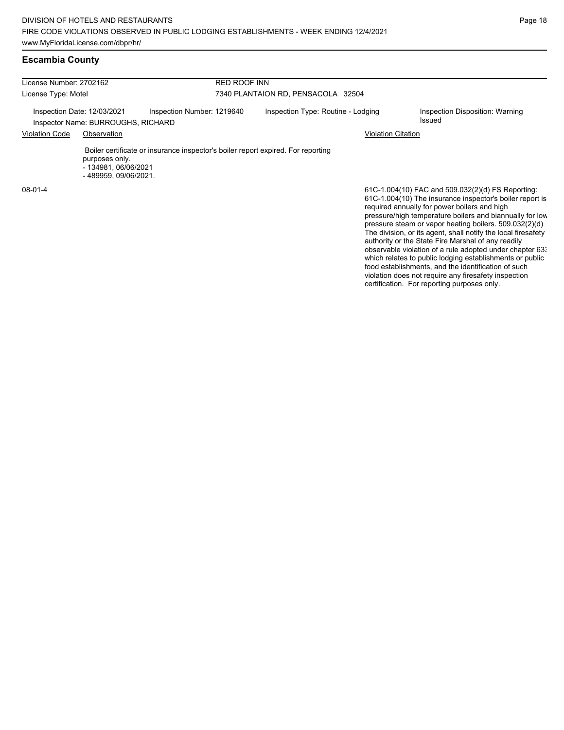## Escambia County

| License Number: 2702162 | | RED ROOF INN | |
|---|---|---|---|
| License Type: Motel | | 7340 PLANTAION RD, PENSACOLA 32504 | |
| Inspection Date: 12/03/2021 | Inspection Number: 1219640 | Inspection Type: Routine - Lodging | Inspection Disposition: Warning Issued |
| Inspector Name: BURROUGHS, RICHARD | | | |

| Violation Code | Observation | Violation Citation |
|---|---|---|
| 08-01-4 | Boiler certificate or insurance inspector's boiler report expired. For reporting purposes only. - 134981, 06/06/2021 - 489959, 09/06/2021. | 61C-1.004(10) FAC and 509.032(2)(d) FS Reporting: 61C-1.004(10) The insurance inspector's boiler report is required annually for power boilers and high pressure/high temperature boilers and biannually for low pressure steam or vapor heating boilers. 509.032(2)(d) The division, or its agent, shall notify the local firesafety authority or the State Fire Marshal of any readily observable violation of a rule adopted under chapter 633 which relates to public lodging establishments or public food establishments, and the identification of such violation does not require any firesafety inspection certification. For reporting purposes only. |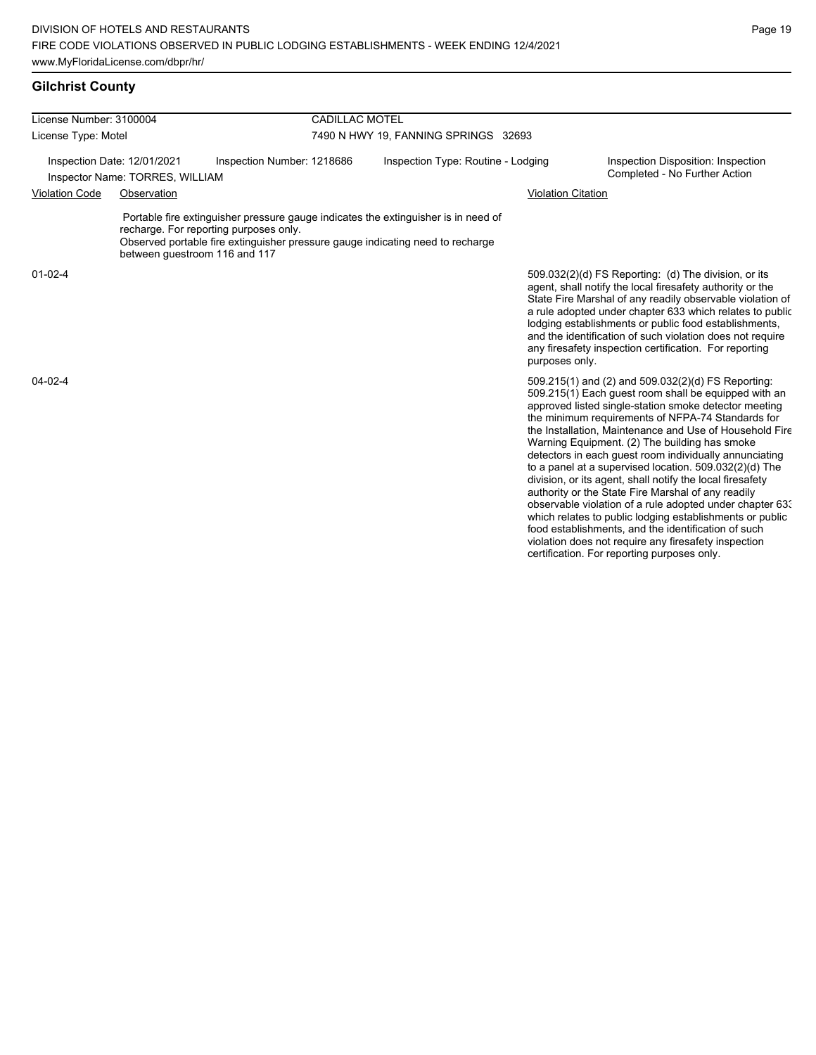## Gilchrist County

| License Number: 3100004 | | CADILLAC MOTEL | |
|---|---|---|---|
| License Type: Motel | | 7490 N HWY 19, FANNING SPRINGS 32693 | |
| Inspection Date: 12/01/2021 | Inspection Number: 1218686 | Inspection Type: Routine - Lodging | Inspection Disposition: Inspection Completed - No Further Action |
| Inspector Name: TORRES, WILLIAM | | | |

| Violation Code | Observation | Violation Citation |
|---|---|---|
| 01-02-4 | Portable fire extinguisher pressure gauge indicates the extinguisher is in need of recharge. For reporting purposes only. Observed portable fire extinguisher pressure gauge indicating need to recharge between guestroom 116 and 117 | 509.032(2)(d) FS Reporting: (d) The division, or its agent, shall notify the local firesafety authority or the State Fire Marshal of any readily observable violation of a rule adopted under chapter 633 which relates to public lodging establishments or public food establishments, and the identification of such violation does not require any firesafety inspection certification. For reporting purposes only. |
| 04-02-4 | | 509.215(1) and (2) and 509.032(2)(d) FS Reporting: 509.215(1) Each guest room shall be equipped with an approved listed single-station smoke detector meeting the minimum requirements of NFPA-74 Standards for the Installation, Maintenance and Use of Household Fire Warning Equipment. (2) The building has smoke detectors in each guest room individually annunciating to a panel at a supervised location. 509.032(2)(d) The division, or its agent, shall notify the local firesafety authority or the State Fire Marshal of any readily observable violation of a rule adopted under chapter 633 which relates to public lodging establishments or public food establishments, and the identification of such violation does not require any firesafety inspection certification. For reporting purposes only. |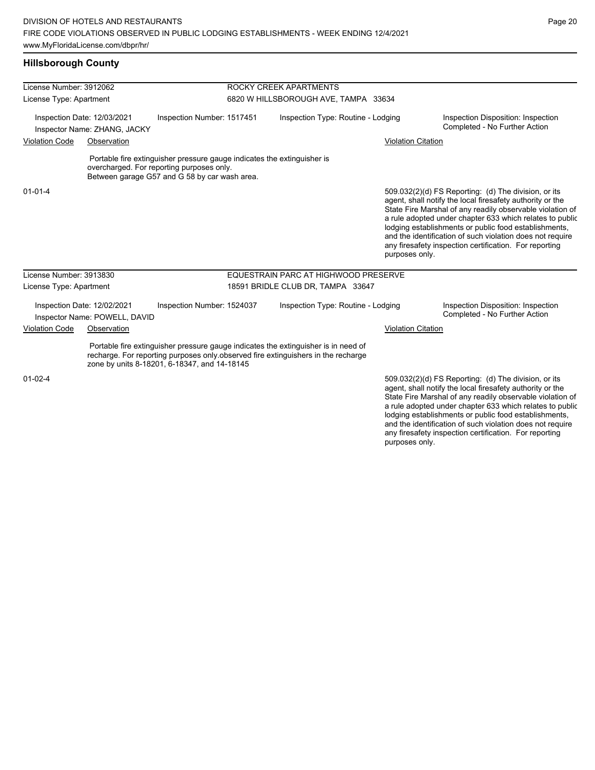## Hillsborough County

| | | | |
|---|---|---|---|
| License Number: 3912062 | | ROCKY CREEK APARTMENTS | |
| License Type: Apartment | | 6820 W HILLSBOROUGH AVE, TAMPA 33634 | |
| Inspection Date: 12/03/2021<br>Inspector Name: ZHANG, JACKY | Inspection Number: 1517451 | Inspection Type: Routine - Lodging | Inspection Disposition: Inspection Completed - No Further Action |

| Violation Code | Observation | Violation Citation |
|---|---|---|
| 01-01-4 | Portable fire extinguisher pressure gauge indicates the extinguisher is overcharged. For reporting purposes only. Between garage G57 and G 58 by car wash area. | 509.032(2)(d) FS Reporting: (d) The division, or its agent, shall notify the local firesafety authority or the State Fire Marshal of any readily observable violation of a rule adopted under chapter 633 which relates to public lodging establishments or public food establishments, and the identification of such violation does not require any firesafety inspection certification. For reporting purposes only. |

| | | | |
|---|---|---|---|
| License Number: 3913830 | | EQUESTRAIN PARC AT HIGHWOOD PRESERVE | |
| License Type: Apartment | | 18591 BRIDLE CLUB DR, TAMPA 33647 | |
| Inspection Date: 12/02/2021<br>Inspector Name: POWELL, DAVID | Inspection Number: 1524037 | Inspection Type: Routine - Lodging | Inspection Disposition: Inspection Completed - No Further Action |

| Violation Code | Observation | Violation Citation |
|---|---|---|
| 01-02-4 | Portable fire extinguisher pressure gauge indicates the extinguisher is in need of recharge. For reporting purposes only.observed fire extinguishers in the recharge zone by units 8-18201, 6-18347, and 14-18145 | 509.032(2)(d) FS Reporting: (d) The division, or its agent, shall notify the local firesafety authority or the State Fire Marshal of any readily observable violation of a rule adopted under chapter 633 which relates to public lodging establishments or public food establishments, and the identification of such violation does not require any firesafety inspection certification. For reporting purposes only. |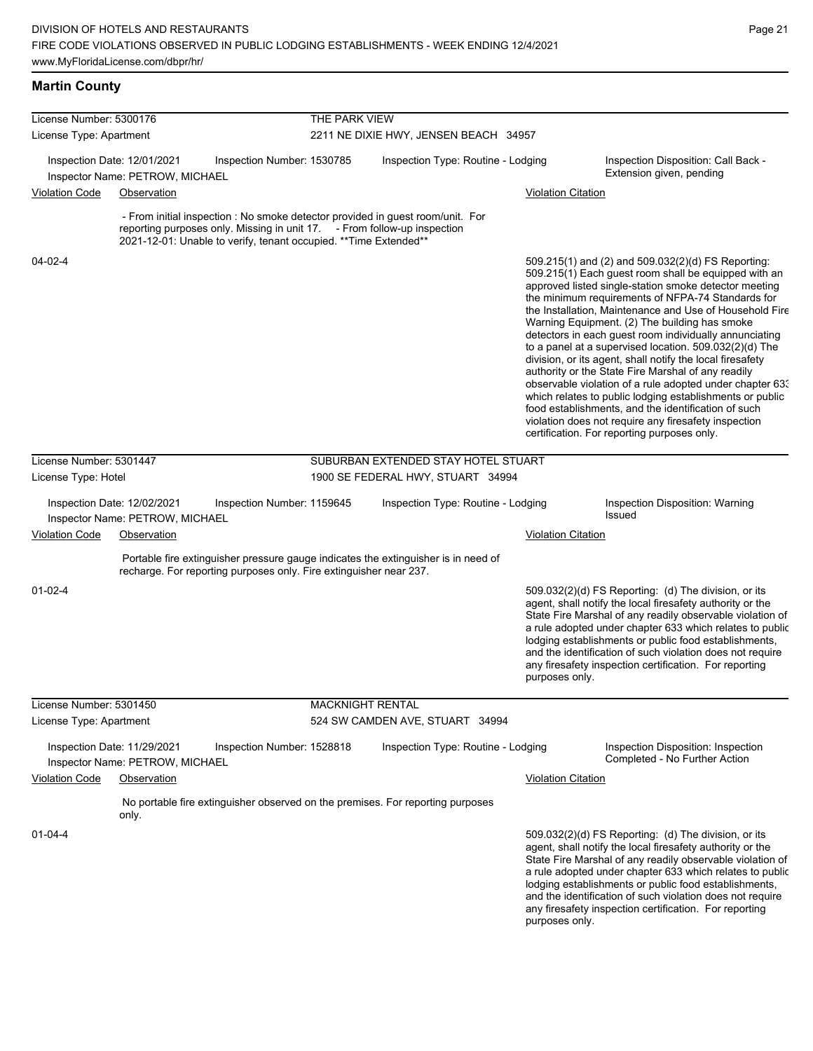## Martin County

**License Number:** 5300176 — **THE PARK VIEW**
**License Type:** Apartment — 2211 NE DIXIE HWY, JENSEN BEACH 34957

Inspection Date: 12/01/2021 | Inspection Number: 1530785 | Inspection Type: Routine - Lodging | Inspection Disposition: Call Back - Extension given, pending
Inspector Name: PETROW, MICHAEL

| Violation Code | Observation | Violation Citation |
|---|---|---|
| 04-02-4 | - From initial inspection : No smoke detector provided in guest room/unit. For reporting purposes only. Missing in unit 17. - From follow-up inspection 2021-12-01: Unable to verify, tenant occupied. **Time Extended** | 509.215(1) and (2) and 509.032(2)(d) FS Reporting: 509.215(1) Each guest room shall be equipped with an approved listed single-station smoke detector meeting the minimum requirements of NFPA-74 Standards for the Installation, Maintenance and Use of Household Fire Warning Equipment. (2) The building has smoke detectors in each guest room individually annunciating to a panel at a supervised location. 509.032(2)(d) The division, or its agent, shall notify the local firesafety authority or the State Fire Marshal of any readily observable violation of a rule adopted under chapter 633 which relates to public lodging establishments or public food establishments, and the identification of such violation does not require any firesafety inspection certification. For reporting purposes only. |

**License Number:** 5301447 — **SUBURBAN EXTENDED STAY HOTEL STUART**
**License Type:** Hotel — 1900 SE FEDERAL HWY, STUART 34994

Inspection Date: 12/02/2021 | Inspection Number: 1159645 | Inspection Type: Routine - Lodging | Inspection Disposition: Warning Issued
Inspector Name: PETROW, MICHAEL

| Violation Code | Observation | Violation Citation |
|---|---|---|
| 01-02-4 | Portable fire extinguisher pressure gauge indicates the extinguisher is in need of recharge. For reporting purposes only. Fire extinguisher near 237. | 509.032(2)(d) FS Reporting: (d) The division, or its agent, shall notify the local firesafety authority or the State Fire Marshal of any readily observable violation of a rule adopted under chapter 633 which relates to public lodging establishments or public food establishments, and the identification of such violation does not require any firesafety inspection certification. For reporting purposes only. |

**License Number:** 5301450 — **MACKNIGHT RENTAL**
**License Type:** Apartment — 524 SW CAMDEN AVE, STUART 34994

Inspection Date: 11/29/2021 | Inspection Number: 1528818 | Inspection Type: Routine - Lodging | Inspection Disposition: Inspection Completed - No Further Action
Inspector Name: PETROW, MICHAEL

| Violation Code | Observation | Violation Citation |
|---|---|---|
| 01-04-4 | No portable fire extinguisher observed on the premises. For reporting purposes only. | 509.032(2)(d) FS Reporting: (d) The division, or its agent, shall notify the local firesafety authority or the State Fire Marshal of any readily observable violation of a rule adopted under chapter 633 which relates to public lodging establishments or public food establishments, and the identification of such violation does not require any firesafety inspection certification. For reporting purposes only. |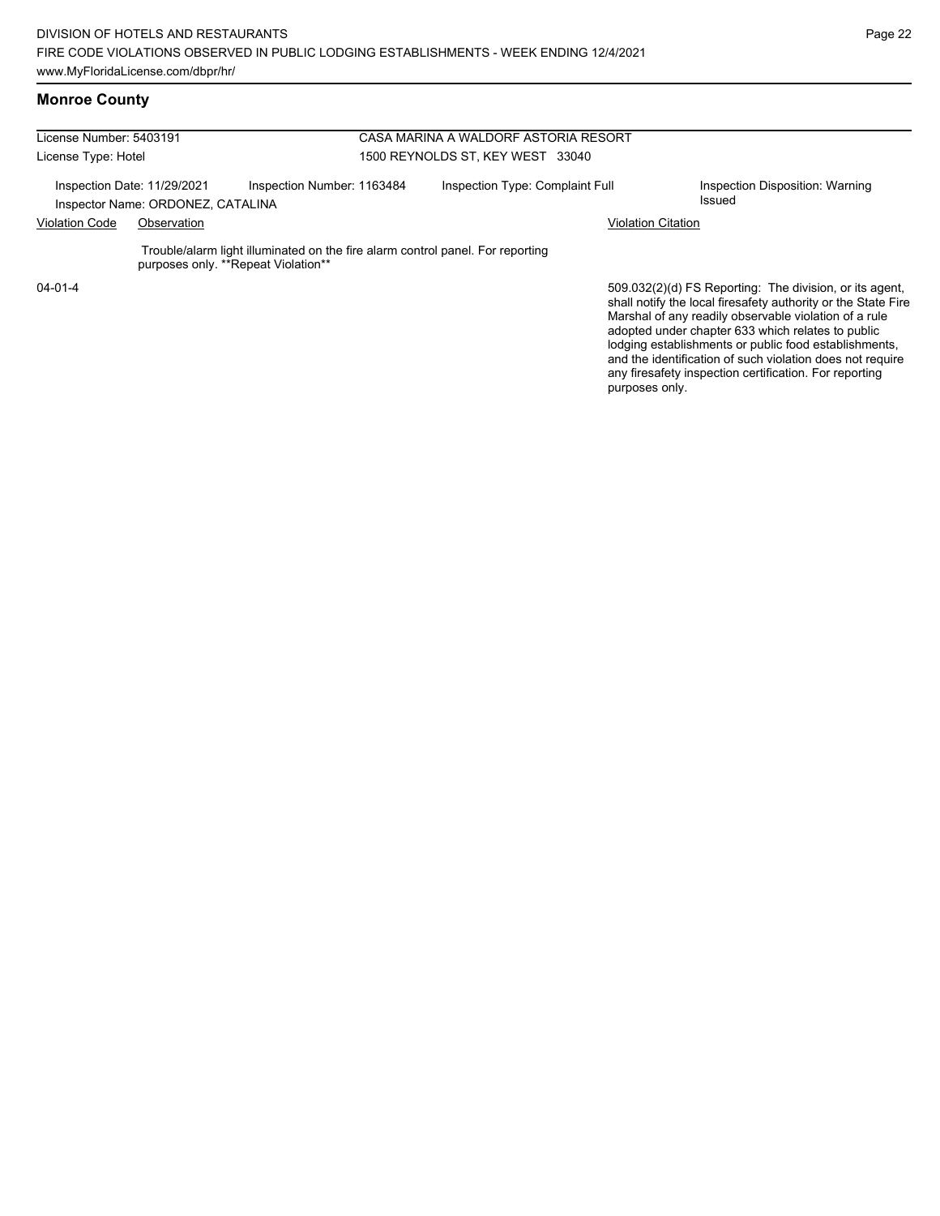## Monroe County

License Number: 5403191
License Type: Hotel

CASA MARINA A WALDORF ASTORIA RESORT
1500 REYNOLDS ST, KEY WEST 33040

Inspection Date: 11/29/2021
Inspection Number: 1163484
Inspection Type: Complaint Full
Inspection Disposition: Warning Issued
Inspector Name: ORDONEZ, CATALINA

| Violation Code | Observation | Violation Citation |
|---|---|---|
| 04-01-4 | Trouble/alarm light illuminated on the fire alarm control panel. For reporting purposes only. \*\*Repeat Violation\*\* | 509.032(2)(d) FS Reporting: The division, or its agent, shall notify the local firesafety authority or the State Fire Marshal of any readily observable violation of a rule adopted under chapter 633 which relates to public lodging establishments or public food establishments, and the identification of such violation does not require any firesafety inspection certification. For reporting purposes only. |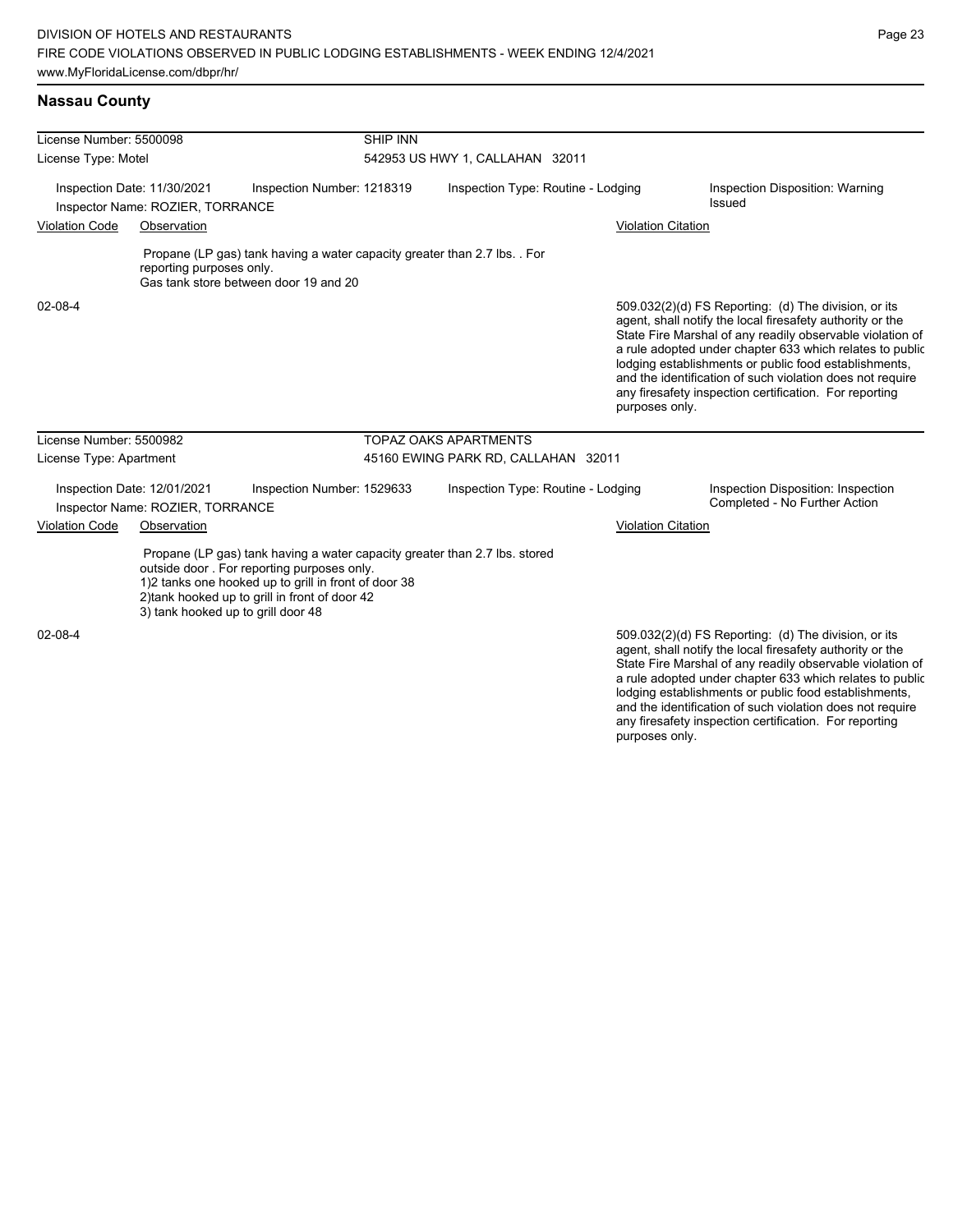## Nassau County

| License Number: 5500098 | | SHIP INN | |
|---|---|---|---|
| License Type: Motel | | 542953 US HWY 1, CALLAHAN 32011 | |
| Inspection Date: 11/30/2021 | Inspection Number: 1218319 | Inspection Type: Routine - Lodging | Inspection Disposition: Warning Issued |
| Inspector Name: ROZIER, TORRANCE | | | |

| Violation Code | Observation | Violation Citation |
|---|---|---|
| 02-08-4 | Propane (LP gas) tank having a water capacity greater than 2.7 lbs. . For reporting purposes only. Gas tank store between door 19 and 20 | 509.032(2)(d) FS Reporting: (d) The division, or its agent, shall notify the local firesafety authority or the State Fire Marshal of any readily observable violation of a rule adopted under chapter 633 which relates to public lodging establishments or public food establishments, and the identification of such violation does not require any firesafety inspection certification. For reporting purposes only. |

| License Number: 5500982 | | TOPAZ OAKS APARTMENTS | |
|---|---|---|---|
| License Type: Apartment | | 45160 EWING PARK RD, CALLAHAN 32011 | |
| Inspection Date: 12/01/2021 | Inspection Number: 1529633 | Inspection Type: Routine - Lodging | Inspection Disposition: Inspection Completed - No Further Action |
| Inspector Name: ROZIER, TORRANCE | | | |

| Violation Code | Observation | Violation Citation |
|---|---|---|
| 02-08-4 | Propane (LP gas) tank having a water capacity greater than 2.7 lbs. stored outside door . For reporting purposes only. 1)2 tanks one hooked up to grill in front of door 38 2)tank hooked up to grill in front of door 42 3) tank hooked up to grill door 48 | 509.032(2)(d) FS Reporting: (d) The division, or its agent, shall notify the local firesafety authority or the State Fire Marshal of any readily observable violation of a rule adopted under chapter 633 which relates to public lodging establishments or public food establishments, and the identification of such violation does not require any firesafety inspection certification. For reporting purposes only. |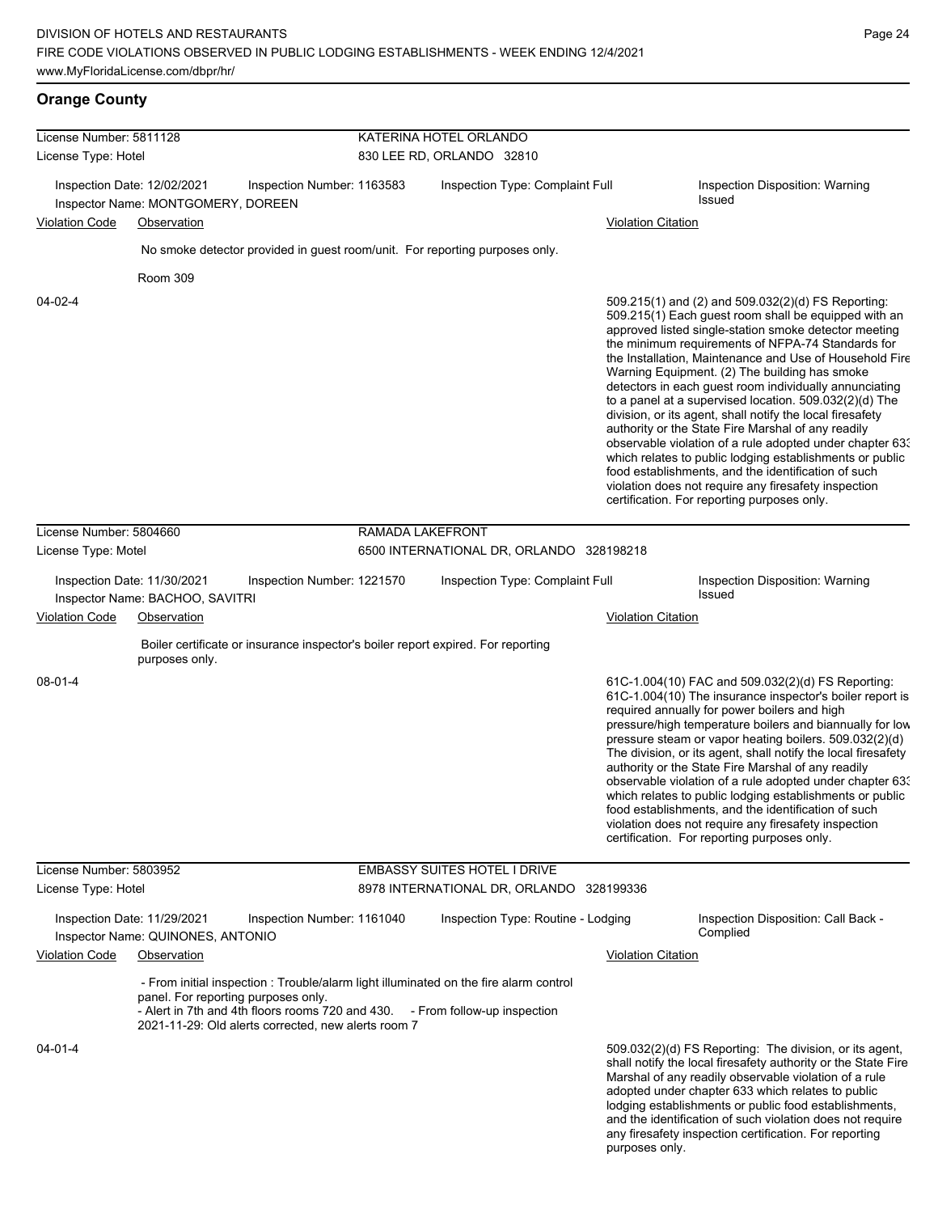## Orange County

**License Number:** 5811128 — KATERINA HOTEL ORLANDO
**License Type:** Hotel — 830 LEE RD, ORLANDO 32810

Inspection Date: 12/02/2021 | Inspection Number: 1163583 | Inspection Type: Complaint Full | Inspection Disposition: Warning Issued
Inspector Name: MONTGOMERY, DOREEN

| Violation Code | Observation | Violation Citation |
|---|---|---|
| 04-02-4 | No smoke detector provided in guest room/unit. For reporting purposes only. Room 309 | 509.215(1) and (2) and 509.032(2)(d) FS Reporting: 509.215(1) Each guest room shall be equipped with an approved listed single-station smoke detector meeting the minimum requirements of NFPA-74 Standards for the Installation, Maintenance and Use of Household Fire Warning Equipment. (2) The building has smoke detectors in each guest room individually annunciating to a panel at a supervised location. 509.032(2)(d) The division, or its agent, shall notify the local firesafety authority or the State Fire Marshal of any readily observable violation of a rule adopted under chapter 633 which relates to public lodging establishments or public food establishments, and the identification of such violation does not require any firesafety inspection certification. For reporting purposes only. |

**License Number:** 5804660 — RAMADA LAKEFRONT
**License Type:** Motel — 6500 INTERNATIONAL DR, ORLANDO 328198218

Inspection Date: 11/30/2021 | Inspection Number: 1221570 | Inspection Type: Complaint Full | Inspection Disposition: Warning Issued
Inspector Name: BACHOO, SAVITRI

| Violation Code | Observation | Violation Citation |
|---|---|---|
| 08-01-4 | Boiler certificate or insurance inspector's boiler report expired. For reporting purposes only. | 61C-1.004(10) FAC and 509.032(2)(d) FS Reporting: 61C-1.004(10) The insurance inspector's boiler report is required annually for power boilers and high pressure/high temperature boilers and biannually for low pressure steam or vapor heating boilers. 509.032(2)(d) The division, or its agent, shall notify the local firesafety authority or the State Fire Marshal of any readily observable violation of a rule adopted under chapter 633 which relates to public lodging establishments or public food establishments, and the identification of such violation does not require any firesafety inspection certification. For reporting purposes only. |

**License Number:** 5803952 — EMBASSY SUITES HOTEL I DRIVE
**License Type:** Hotel — 8978 INTERNATIONAL DR, ORLANDO 328199336

Inspection Date: 11/29/2021 | Inspection Number: 1161040 | Inspection Type: Routine - Lodging | Inspection Disposition: Call Back - Complied
Inspector Name: QUINONES, ANTONIO

| Violation Code | Observation | Violation Citation |
|---|---|---|
| 04-01-4 | - From initial inspection : Trouble/alarm light illuminated on the fire alarm control panel. For reporting purposes only. - Alert in 7th and 4th floors rooms 720 and 430. - From follow-up inspection 2021-11-29: Old alerts corrected, new alerts room 7 | 509.032(2)(d) FS Reporting: The division, or its agent, shall notify the local firesafety authority or the State Fire Marshal of any readily observable violation of a rule adopted under chapter 633 which relates to public lodging establishments or public food establishments, and the identification of such violation does not require any firesafety inspection certification. For reporting purposes only. |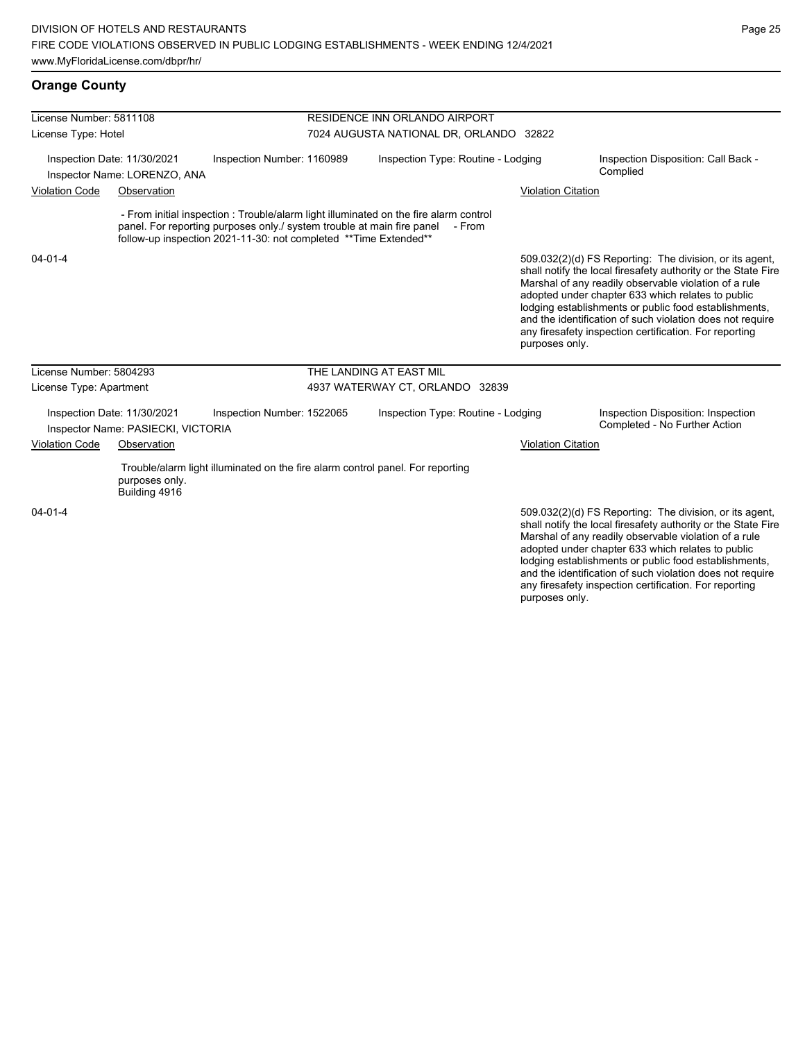## Orange County

| License Number: 5811108 | | RESIDENCE INN ORLANDO AIRPORT | |
|---|---|---|---|
| License Type: Hotel | | 7024 AUGUSTA NATIONAL DR, ORLANDO 32822 | |
| Inspection Date: 11/30/2021 | Inspection Number: 1160989 | Inspection Type: Routine - Lodging | Inspection Disposition: Call Back - Complied |
| Inspector Name: LORENZO, ANA | | | |

| Violation Code | Observation | Violation Citation |
|---|---|---|
| 04-01-4 | - From initial inspection : Trouble/alarm light illuminated on the fire alarm control panel. For reporting purposes only./ system trouble at main fire panel - From follow-up inspection 2021-11-30: not completed **Time Extended** | 509.032(2)(d) FS Reporting: The division, or its agent, shall notify the local firesafety authority or the State Fire Marshal of any readily observable violation of a rule adopted under chapter 633 which relates to public lodging establishments or public food establishments, and the identification of such violation does not require any firesafety inspection certification. For reporting purposes only. |

| License Number: 5804293 | | THE LANDING AT EAST MIL | |
|---|---|---|---|
| License Type: Apartment | | 4937 WATERWAY CT, ORLANDO 32839 | |
| Inspection Date: 11/30/2021 | Inspection Number: 1522065 | Inspection Type: Routine - Lodging | Inspection Disposition: Inspection Completed - No Further Action |
| Inspector Name: PASIECKI, VICTORIA | | | |

| Violation Code | Observation | Violation Citation |
|---|---|---|
| 04-01-4 | Trouble/alarm light illuminated on the fire alarm control panel. For reporting purposes only. Building 4916 | 509.032(2)(d) FS Reporting: The division, or its agent, shall notify the local firesafety authority or the State Fire Marshal of any readily observable violation of a rule adopted under chapter 633 which relates to public lodging establishments or public food establishments, and the identification of such violation does not require any firesafety inspection certification. For reporting purposes only. |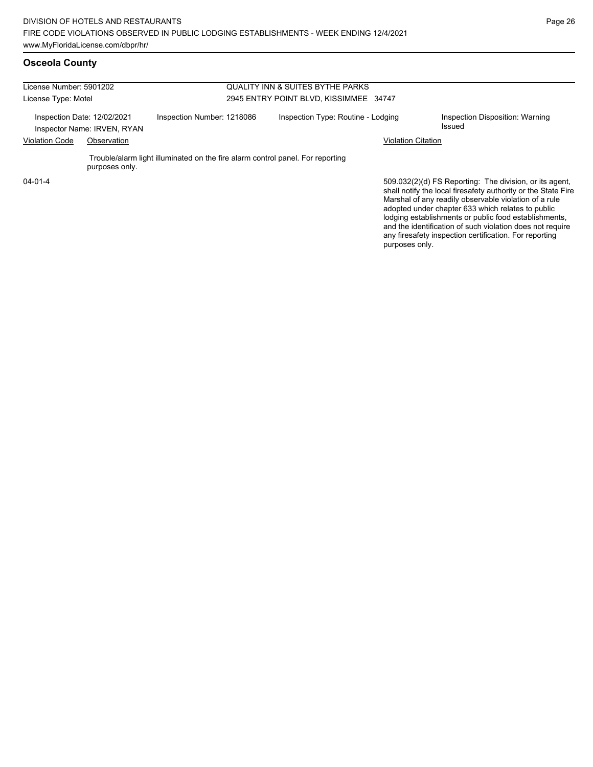## Osceola County

| License Number: 5901202 | | QUALITY INN & SUITES BYTHE PARKS | |
|---|---|---|---|
| License Type: Motel | | 2945 ENTRY POINT BLVD, KISSIMMEE 34747 | |
| Inspection Date: 12/02/2021<br>Inspector Name: IRVEN, RYAN | Inspection Number: 1218086 | Inspection Type: Routine - Lodging | Inspection Disposition: Warning Issued |

| Violation Code | Observation | Violation Citation |
|---|---|---|
| 04-01-4 | Trouble/alarm light illuminated on the fire alarm control panel. For reporting purposes only. | 509.032(2)(d) FS Reporting: The division, or its agent, shall notify the local firesafety authority or the State Fire Marshal of any readily observable violation of a rule adopted under chapter 633 which relates to public lodging establishments or public food establishments, and the identification of such violation does not require any firesafety inspection certification. For reporting purposes only. |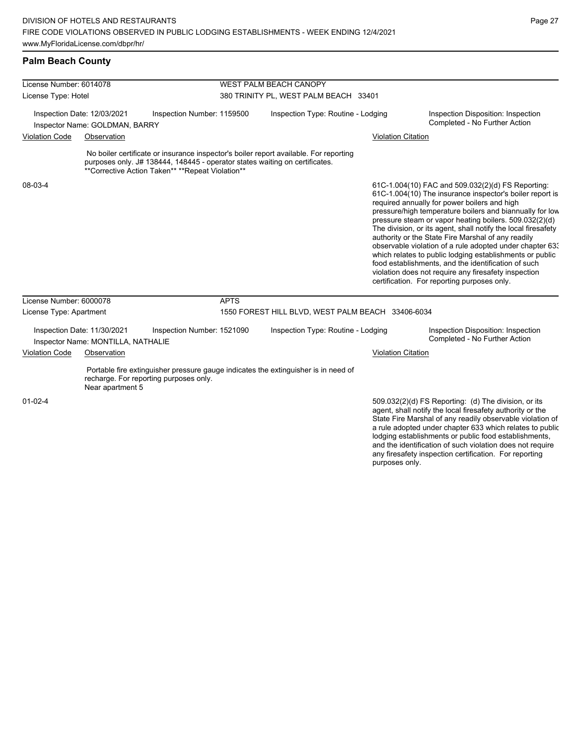## Palm Beach County

| License Number: 6014078 | | WEST PALM BEACH CANOPY | |
|---|---|---|---|
| License Type: Hotel | | 380 TRINITY PL, WEST PALM BEACH 33401 | |
| Inspection Date: 12/03/2021 | Inspection Number: 1159500 | Inspection Type: Routine - Lodging | Inspection Disposition: Inspection Completed - No Further Action |
| Inspector Name: GOLDMAN, BARRY | | | |

| Violation Code | Observation | Violation Citation |
|---|---|---|
| 08-03-4 | No boiler certificate or insurance inspector's boiler report available. For reporting purposes only. J# 138444, 148445 - operator states waiting on certificates. **Corrective Action Taken** **Repeat Violation** | 61C-1.004(10) FAC and 509.032(2)(d) FS Reporting: 61C-1.004(10) The insurance inspector's boiler report is required annually for power boilers and high pressure/high temperature boilers and biannually for low pressure steam or vapor heating boilers. 509.032(2)(d) The division, or its agent, shall notify the local firesafety authority or the State Fire Marshal of any readily observable violation of a rule adopted under chapter 633 which relates to public lodging establishments or public food establishments, and the identification of such violation does not require any firesafety inspection certification. For reporting purposes only. |

| License Number: 6000078 | | APTS | |
|---|---|---|---|
| License Type: Apartment | | 1550 FOREST HILL BLVD, WEST PALM BEACH 33406-6034 | |
| Inspection Date: 11/30/2021 | Inspection Number: 1521090 | Inspection Type: Routine - Lodging | Inspection Disposition: Inspection Completed - No Further Action |
| Inspector Name: MONTILLA, NATHALIE | | | |

| Violation Code | Observation | Violation Citation |
|---|---|---|
| 01-02-4 | Portable fire extinguisher pressure gauge indicates the extinguisher is in need of recharge. For reporting purposes only. Near apartment 5 | 509.032(2)(d) FS Reporting: (d) The division, or its agent, shall notify the local firesafety authority or the State Fire Marshal of any readily observable violation of a rule adopted under chapter 633 which relates to public lodging establishments or public food establishments, and the identification of such violation does not require any firesafety inspection certification. For reporting purposes only. |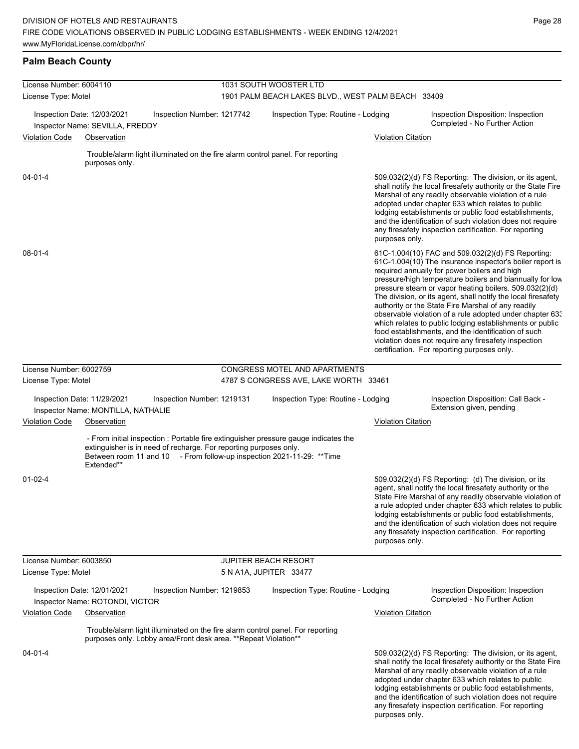## Palm Beach County

**License Number:** 6004110
**License Type:** Motel
**1031 SOUTH WOOSTER LTD**
1901 PALM BEACH LAKES BLVD., WEST PALM BEACH 33409

Inspection Date: 12/03/2021 | Inspection Number: 1217742 | Inspection Type: Routine - Lodging | Inspection Disposition: Inspection Completed - No Further Action
Inspector Name: SEVILLA, FREDDY

| Violation Code | Observation | Violation Citation |
|---|---|---|
| 04-01-4 | Trouble/alarm light illuminated on the fire alarm control panel. For reporting purposes only. | 509.032(2)(d) FS Reporting: The division, or its agent, shall notify the local firesafety authority or the State Fire Marshal of any readily observable violation of a rule adopted under chapter 633 which relates to public lodging establishments or public food establishments, and the identification of such violation does not require any firesafety inspection certification. For reporting purposes only. |
| 08-01-4 | | 61C-1.004(10) FAC and 509.032(2)(d) FS Reporting: 61C-1.004(10) The insurance inspector's boiler report is required annually for power boilers and high pressure/high temperature boilers and biannually for low pressure steam or vapor heating boilers. 509.032(2)(d) The division, or its agent, shall notify the local firesafety authority or the State Fire Marshal of any readily observable violation of a rule adopted under chapter 633 which relates to public lodging establishments or public food establishments, and the identification of such violation does not require any firesafety inspection certification. For reporting purposes only. |

**License Number:** 6002759
**License Type:** Motel
**CONGRESS MOTEL AND APARTMENTS**
4787 S CONGRESS AVE, LAKE WORTH 33461

Inspection Date: 11/29/2021 | Inspection Number: 1219131 | Inspection Type: Routine - Lodging | Inspection Disposition: Call Back - Extension given, pending
Inspector Name: MONTILLA, NATHALIE

| Violation Code | Observation | Violation Citation |
|---|---|---|
| 01-02-4 | - From initial inspection : Portable fire extinguisher pressure gauge indicates the extinguisher is in need of recharge. For reporting purposes only. Between room 11 and 10 - From follow-up inspection 2021-11-29: **Time Extended** | 509.032(2)(d) FS Reporting: (d) The division, or its agent, shall notify the local firesafety authority or the State Fire Marshal of any readily observable violation of a rule adopted under chapter 633 which relates to public lodging establishments or public food establishments, and the identification of such violation does not require any firesafety inspection certification. For reporting purposes only. |

**License Number:** 6003850
**License Type:** Motel
**JUPITER BEACH RESORT**
5 N A1A, JUPITER 33477

Inspection Date: 12/01/2021 | Inspection Number: 1219853 | Inspection Type: Routine - Lodging | Inspection Disposition: Inspection Completed - No Further Action
Inspector Name: ROTONDI, VICTOR

| Violation Code | Observation | Violation Citation |
|---|---|---|
| 04-01-4 | Trouble/alarm light illuminated on the fire alarm control panel. For reporting purposes only. Lobby area/Front desk area. **Repeat Violation** | 509.032(2)(d) FS Reporting: The division, or its agent, shall notify the local firesafety authority or the State Fire Marshal of any readily observable violation of a rule adopted under chapter 633 which relates to public lodging establishments or public food establishments, and the identification of such violation does not require any firesafety inspection certification. For reporting purposes only. |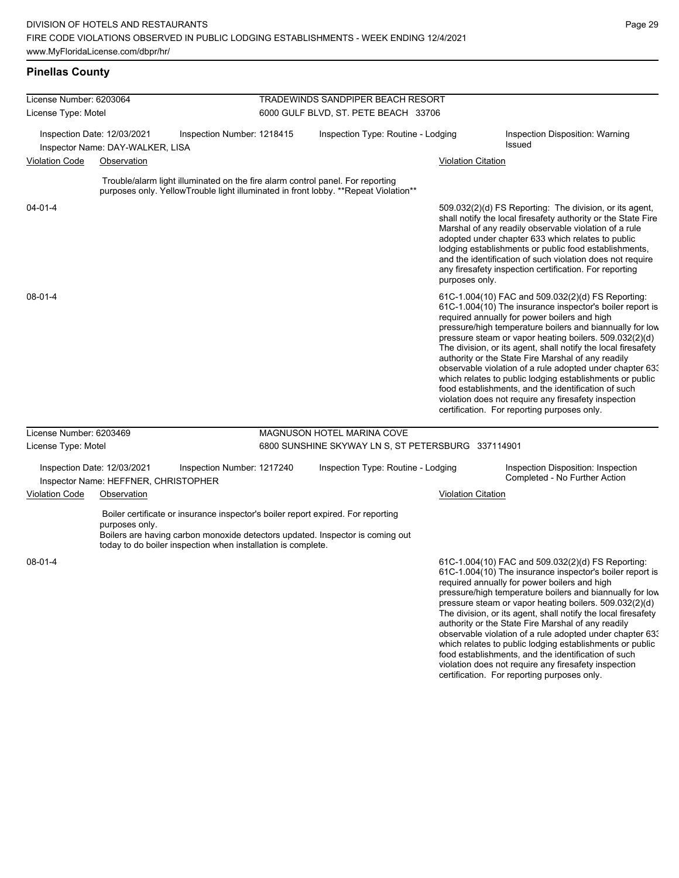## Pinellas County

| License Number: 6203064 | TRADEWINDS SANDPIPER BEACH RESORT |
|---|---|
| License Type: Motel | 6000 GULF BLVD, ST. PETE BEACH 33706 |

Inspection Date: 12/03/2021 | Inspection Number: 1218415 | Inspection Type: Routine - Lodging | Inspection Disposition: Warning Issued

Inspector Name: DAY-WALKER, LISA

| Violation Code | Observation | Violation Citation |
|---|---|---|
| | Trouble/alarm light illuminated on the fire alarm control panel. For reporting purposes only. YellowTrouble light illuminated in front lobby. **Repeat Violation** | |
| 04-01-4 | | 509.032(2)(d) FS Reporting: The division, or its agent, shall notify the local firesafety authority or the State Fire Marshal of any readily observable violation of a rule adopted under chapter 633 which relates to public lodging establishments or public food establishments, and the identification of such violation does not require any firesafety inspection certification. For reporting purposes only. |
| 08-01-4 | | 61C-1.004(10) FAC and 509.032(2)(d) FS Reporting: 61C-1.004(10) The insurance inspector's boiler report is required annually for power boilers and high pressure/high temperature boilers and biannually for low pressure steam or vapor heating boilers. 509.032(2)(d) The division, or its agent, shall notify the local firesafety authority or the State Fire Marshal of any readily observable violation of a rule adopted under chapter 633 which relates to public lodging establishments or public food establishments, and the identification of such violation does not require any firesafety inspection certification. For reporting purposes only. |

| License Number: 6203469 | MAGNUSON HOTEL MARINA COVE |
|---|---|
| License Type: Motel | 6800 SUNSHINE SKYWAY LN S, ST PETERSBURG 337114901 |

Inspection Date: 12/03/2021 | Inspection Number: 1217240 | Inspection Type: Routine - Lodging | Inspection Disposition: Inspection Completed - No Further Action

Inspector Name: HEFFNER, CHRISTOPHER

| Violation Code | Observation | Violation Citation |
|---|---|---|
| | Boiler certificate or insurance inspector's boiler report expired. For reporting purposes only. Boilers are having carbon monoxide detectors updated. Inspector is coming out today to do boiler inspection when installation is complete. | |
| 08-01-4 | | 61C-1.004(10) FAC and 509.032(2)(d) FS Reporting: 61C-1.004(10) The insurance inspector's boiler report is required annually for power boilers and high pressure/high temperature boilers and biannually for low pressure steam or vapor heating boilers. 509.032(2)(d) The division, or its agent, shall notify the local firesafety authority or the State Fire Marshal of any readily observable violation of a rule adopted under chapter 633 which relates to public lodging establishments or public food establishments, and the identification of such violation does not require any firesafety inspection certification. For reporting purposes only. |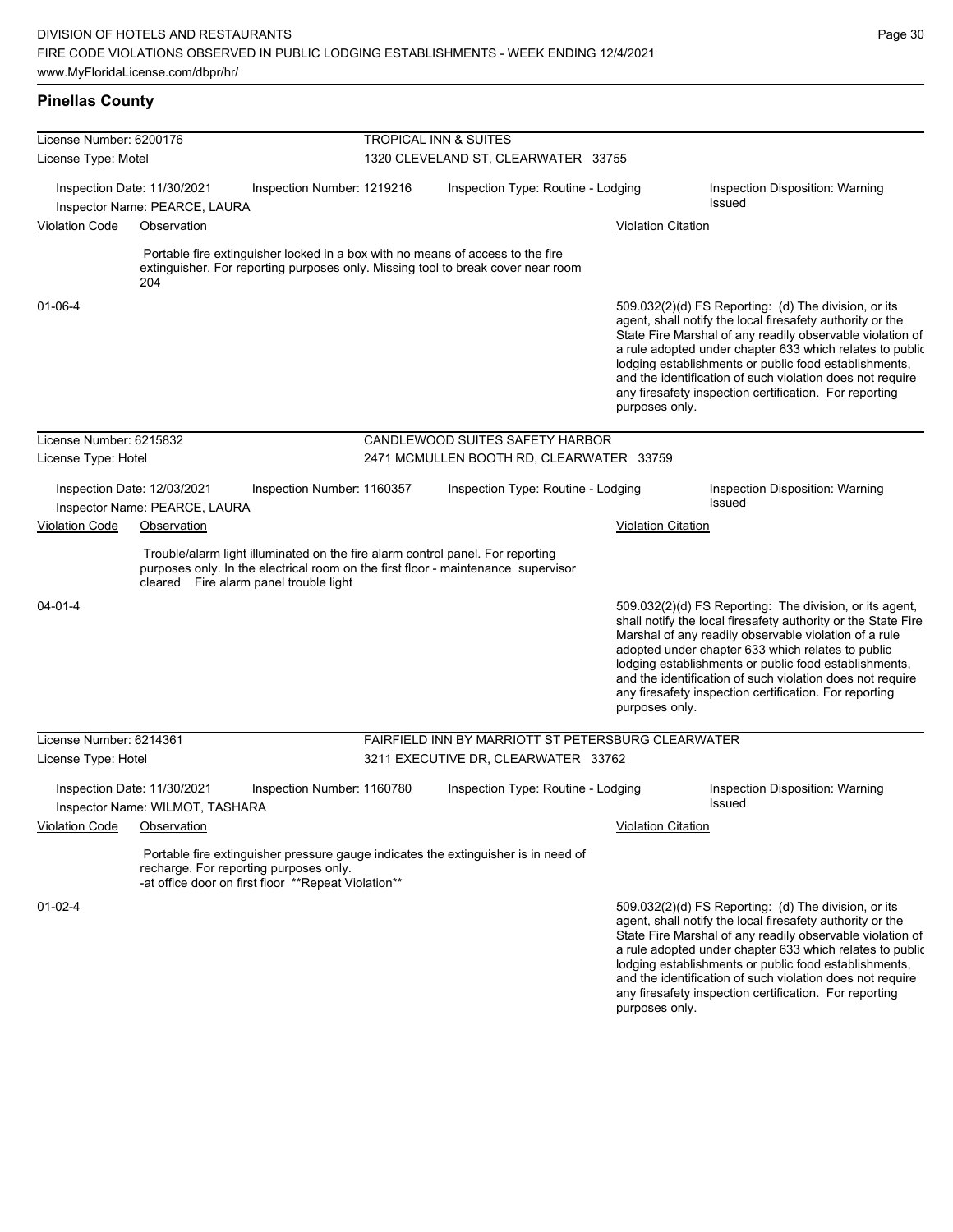## Pinellas County

**License Number:** 6200176 — **TROPICAL INN & SUITES**
**License Type:** Motel — 1320 CLEVELAND ST, CLEARWATER 33755

Inspection Date: 11/30/2021 | Inspection Number: 1219216 | Inspection Type: Routine - Lodging | Inspection Disposition: Warning Issued
Inspector Name: PEARCE, LAURA

| Violation Code | Observation | Violation Citation |
|---|---|---|
| 01-06-4 | Portable fire extinguisher locked in a box with no means of access to the fire extinguisher. For reporting purposes only. Missing tool to break cover near room 204 | 509.032(2)(d) FS Reporting: (d) The division, or its agent, shall notify the local firesafety authority or the State Fire Marshal of any readily observable violation of a rule adopted under chapter 633 which relates to public lodging establishments or public food establishments, and the identification of such violation does not require any firesafety inspection certification. For reporting purposes only. |

**License Number:** 6215832 — **CANDLEWOOD SUITES SAFETY HARBOR**
**License Type:** Hotel — 2471 MCMULLEN BOOTH RD, CLEARWATER 33759

Inspection Date: 12/03/2021 | Inspection Number: 1160357 | Inspection Type: Routine - Lodging | Inspection Disposition: Warning Issued
Inspector Name: PEARCE, LAURA

| Violation Code | Observation | Violation Citation |
|---|---|---|
| 04-01-4 | Trouble/alarm light illuminated on the fire alarm control panel. For reporting purposes only. In the electrical room on the first floor - maintenance supervisor cleared Fire alarm panel trouble light | 509.032(2)(d) FS Reporting: The division, or its agent, shall notify the local firesafety authority or the State Fire Marshal of any readily observable violation of a rule adopted under chapter 633 which relates to public lodging establishments or public food establishments, and the identification of such violation does not require any firesafety inspection certification. For reporting purposes only. |

**License Number:** 6214361 — **FAIRFIELD INN BY MARRIOTT ST PETERSBURG CLEARWATER**
**License Type:** Hotel — 3211 EXECUTIVE DR, CLEARWATER 33762

Inspection Date: 11/30/2021 | Inspection Number: 1160780 | Inspection Type: Routine - Lodging | Inspection Disposition: Warning Issued
Inspector Name: WILMOT, TASHARA

| Violation Code | Observation | Violation Citation |
|---|---|---|
| 01-02-4 | Portable fire extinguisher pressure gauge indicates the extinguisher is in need of recharge. For reporting purposes only. -at office door on first floor **Repeat Violation** | 509.032(2)(d) FS Reporting: (d) The division, or its agent, shall notify the local firesafety authority or the State Fire Marshal of any readily observable violation of a rule adopted under chapter 633 which relates to public lodging establishments or public food establishments, and the identification of such violation does not require any firesafety inspection certification. For reporting purposes only. |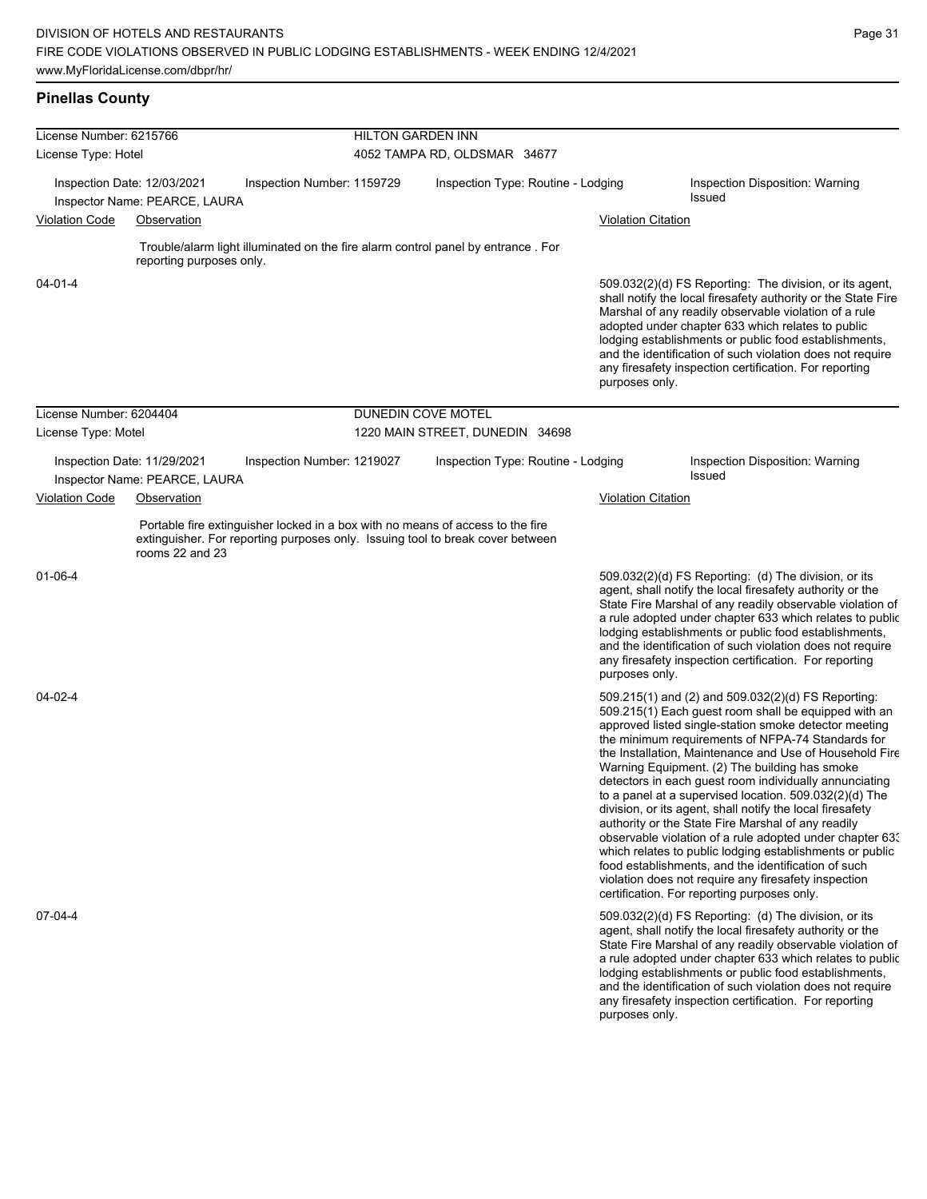## Pinellas County

| License Number: 6215766 | | HILTON GARDEN INN | |
|---|---|---|---|
| License Type: Hotel | | 4052 TAMPA RD, OLDSMAR 34677 | |
| Inspection Date: 12/03/2021 | Inspection Number: 1159729 | Inspection Type: Routine - Lodging | Inspection Disposition: Warning Issued |
| Inspector Name: PEARCE, LAURA | | | |

| Violation Code | Observation | Violation Citation |
|---|---|---|
| 04-01-4 | Trouble/alarm light illuminated on the fire alarm control panel by entrance . For reporting purposes only. | 509.032(2)(d) FS Reporting: The division, or its agent, shall notify the local firesafety authority or the State Fire Marshal of any readily observable violation of a rule adopted under chapter 633 which relates to public lodging establishments or public food establishments, and the identification of such violation does not require any firesafety inspection certification. For reporting purposes only. |

| License Number: 6204404 | | DUNEDIN COVE MOTEL | |
|---|---|---|---|
| License Type: Motel | | 1220 MAIN STREET, DUNEDIN 34698 | |
| Inspection Date: 11/29/2021 | Inspection Number: 1219027 | Inspection Type: Routine - Lodging | Inspection Disposition: Warning Issued |
| Inspector Name: PEARCE, LAURA | | | |

| Violation Code | Observation | Violation Citation |
|---|---|---|
| 01-06-4 | Portable fire extinguisher locked in a box with no means of access to the fire extinguisher. For reporting purposes only. Issuing tool to break cover between rooms 22 and 23 | 509.032(2)(d) FS Reporting: (d) The division, or its agent, shall notify the local firesafety authority or the State Fire Marshal of any readily observable violation of a rule adopted under chapter 633 which relates to public lodging establishments or public food establishments, and the identification of such violation does not require any firesafety inspection certification. For reporting purposes only. |
| 04-02-4 | | 509.215(1) and (2) and 509.032(2)(d) FS Reporting: 509.215(1) Each guest room shall be equipped with an approved listed single-station smoke detector meeting the minimum requirements of NFPA-74 Standards for the Installation, Maintenance and Use of Household Fire Warning Equipment. (2) The building has smoke detectors in each guest room individually annunciating to a panel at a supervised location. 509.032(2)(d) The division, or its agent, shall notify the local firesafety authority or the State Fire Marshal of any readily observable violation of a rule adopted under chapter 633 which relates to public lodging establishments or public food establishments, and the identification of such violation does not require any firesafety inspection certification. For reporting purposes only. |
| 07-04-4 | | 509.032(2)(d) FS Reporting: (d) The division, or its agent, shall notify the local firesafety authority or the State Fire Marshal of any readily observable violation of a rule adopted under chapter 633 which relates to public lodging establishments or public food establishments, and the identification of such violation does not require any firesafety inspection certification. For reporting purposes only. |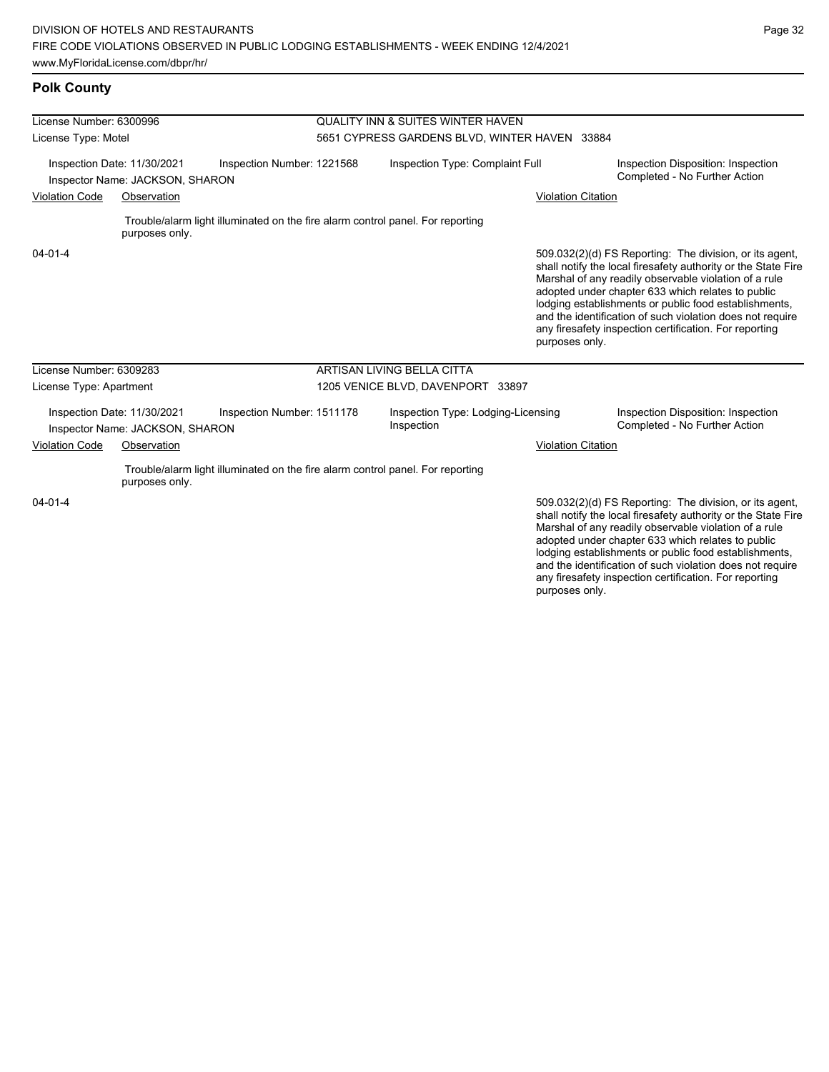## Polk County

| License Number: 6300996 | | QUALITY INN & SUITES WINTER HAVEN | |
|---|---|---|---|
| License Type: Motel | | 5651 CYPRESS GARDENS BLVD, WINTER HAVEN 33884 | |
| Inspection Date: 11/30/2021<br>Inspector Name: JACKSON, SHARON | Inspection Number: 1221568 | Inspection Type: Complaint Full | Inspection Disposition: Inspection Completed - No Further Action |

| Violation Code | Observation | Violation Citation |
|---|---|---|
| 04-01-4 | Trouble/alarm light illuminated on the fire alarm control panel. For reporting purposes only. | 509.032(2)(d) FS Reporting: The division, or its agent, shall notify the local firesafety authority or the State Fire Marshal of any readily observable violation of a rule adopted under chapter 633 which relates to public lodging establishments or public food establishments, and the identification of such violation does not require any firesafety inspection certification. For reporting purposes only. |

| License Number: 6309283 | | ARTISAN LIVING BELLA CITTA | |
|---|---|---|---|
| License Type: Apartment | | 1205 VENICE BLVD, DAVENPORT 33897 | |
| Inspection Date: 11/30/2021<br>Inspector Name: JACKSON, SHARON | Inspection Number: 1511178 | Inspection Type: Lodging-Licensing Inspection | Inspection Disposition: Inspection Completed - No Further Action |

| Violation Code | Observation | Violation Citation |
|---|---|---|
| 04-01-4 | Trouble/alarm light illuminated on the fire alarm control panel. For reporting purposes only. | 509.032(2)(d) FS Reporting: The division, or its agent, shall notify the local firesafety authority or the State Fire Marshal of any readily observable violation of a rule adopted under chapter 633 which relates to public lodging establishments or public food establishments, and the identification of such violation does not require any firesafety inspection certification. For reporting purposes only. |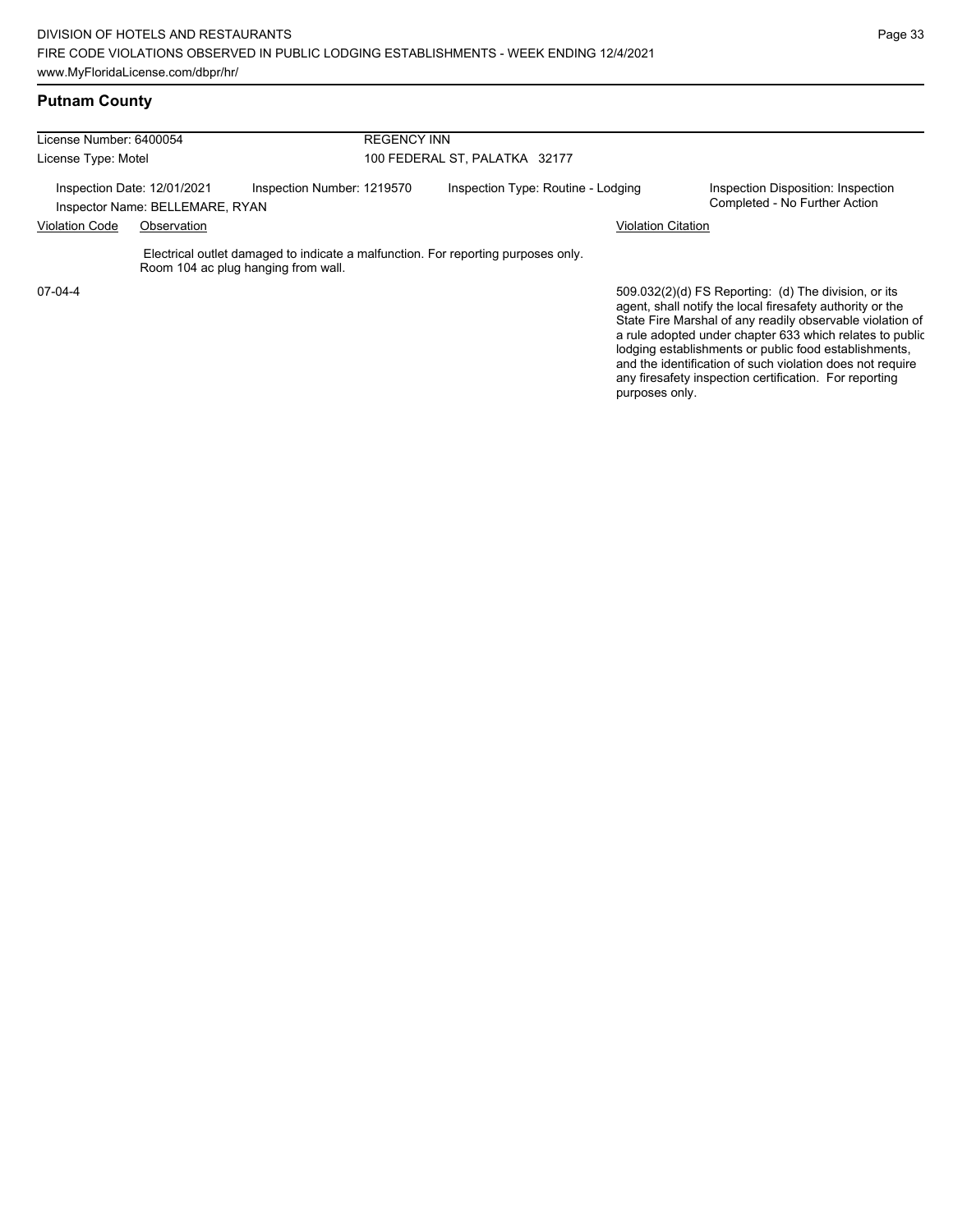## Putnam County

| License Number: 6400054 | | REGENCY INN | |
|---|---|---|---|
| License Type: Motel | | 100 FEDERAL ST, PALATKA 32177 | |
| Inspection Date: 12/01/2021 | Inspection Number: 1219570 | Inspection Type: Routine - Lodging | Inspection Disposition: Inspection Completed - No Further Action |
| Inspector Name: BELLEMARE, RYAN | | | |

| Violation Code | Observation | Violation Citation |
|---|---|---|
| 07-04-4 | Electrical outlet damaged to indicate a malfunction. For reporting purposes only. Room 104 ac plug hanging from wall. | 509.032(2)(d) FS Reporting: (d) The division, or its agent, shall notify the local firesafety authority or the State Fire Marshal of any readily observable violation of a rule adopted under chapter 633 which relates to public lodging establishments or public food establishments, and the identification of such violation does not require any firesafety inspection certification. For reporting purposes only. |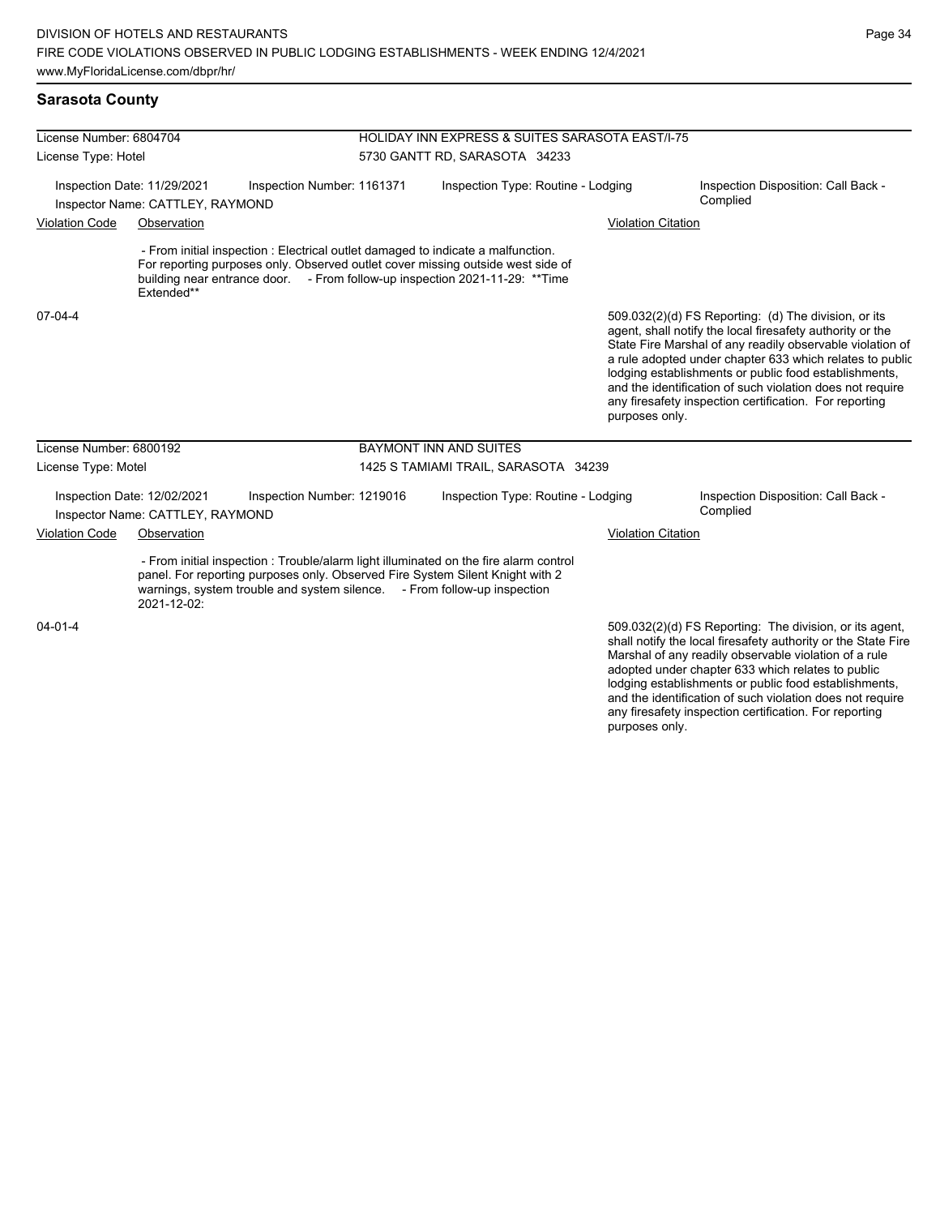## Sarasota County

**License Number:** 6804704
**License Type:** Hotel

**HOLIDAY INN EXPRESS & SUITES SARASOTA EAST/I-75**
5730 GANTT RD, SARASOTA 34233

Inspection Date: 11/29/2021
Inspection Number: 1161371
Inspection Type: Routine - Lodging
Inspection Disposition: Call Back - Complied
Inspector Name: CATTLEY, RAYMOND

| Violation Code | Observation | Violation Citation |
|---|---|---|
| 07-04-4 | - From initial inspection : Electrical outlet damaged to indicate a malfunction. For reporting purposes only. Observed outlet cover missing outside west side of building near entrance door. - From follow-up inspection 2021-11-29: **Time Extended** | 509.032(2)(d) FS Reporting: (d) The division, or its agent, shall notify the local firesafety authority or the State Fire Marshal of any readily observable violation of a rule adopted under chapter 633 which relates to public lodging establishments or public food establishments, and the identification of such violation does not require any firesafety inspection certification. For reporting purposes only. |

**License Number:** 6800192
**License Type:** Motel

**BAYMONT INN AND SUITES**
1425 S TAMIAMI TRAIL, SARASOTA 34239

Inspection Date: 12/02/2021
Inspection Number: 1219016
Inspection Type: Routine - Lodging
Inspection Disposition: Call Back - Complied
Inspector Name: CATTLEY, RAYMOND

| Violation Code | Observation | Violation Citation |
|---|---|---|
| 04-01-4 | - From initial inspection : Trouble/alarm light illuminated on the fire alarm control panel. For reporting purposes only. Observed Fire System Silent Knight with 2 warnings, system trouble and system silence. - From follow-up inspection 2021-12-02: | 509.032(2)(d) FS Reporting: The division, or its agent, shall notify the local firesafety authority or the State Fire Marshal of any readily observable violation of a rule adopted under chapter 633 which relates to public lodging establishments or public food establishments, and the identification of such violation does not require any firesafety inspection certification. For reporting purposes only. |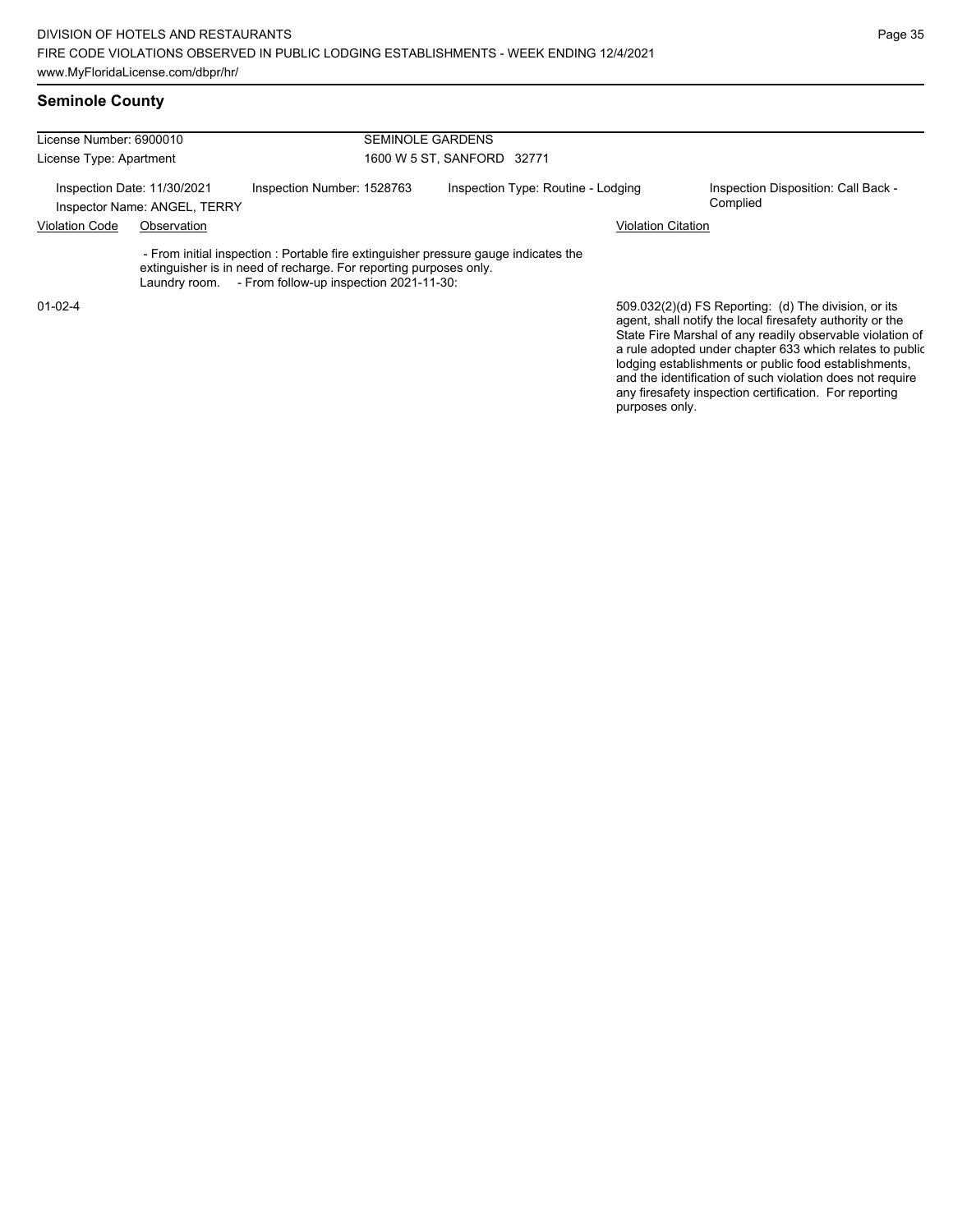## Seminole County

| License Number: 6900010 | | SEMINOLE GARDENS | |
|---|---|---|---|
| License Type: Apartment | | 1600 W 5 ST, SANFORD 32771 | |
| Inspection Date: 11/30/2021 | Inspection Number: 1528763 | Inspection Type: Routine - Lodging | Inspection Disposition: Call Back - Complied |
| Inspector Name: ANGEL, TERRY | | | |

| Violation Code | Observation | Violation Citation |
|---|---|---|
| 01-02-4 | - From initial inspection : Portable fire extinguisher pressure gauge indicates the extinguisher is in need of recharge. For reporting purposes only. Laundry room. - From follow-up inspection 2021-11-30: | 509.032(2)(d) FS Reporting: (d) The division, or its agent, shall notify the local firesafety authority or the State Fire Marshal of any readily observable violation of a rule adopted under chapter 633 which relates to public lodging establishments or public food establishments, and the identification of such violation does not require any firesafety inspection certification. For reporting purposes only. |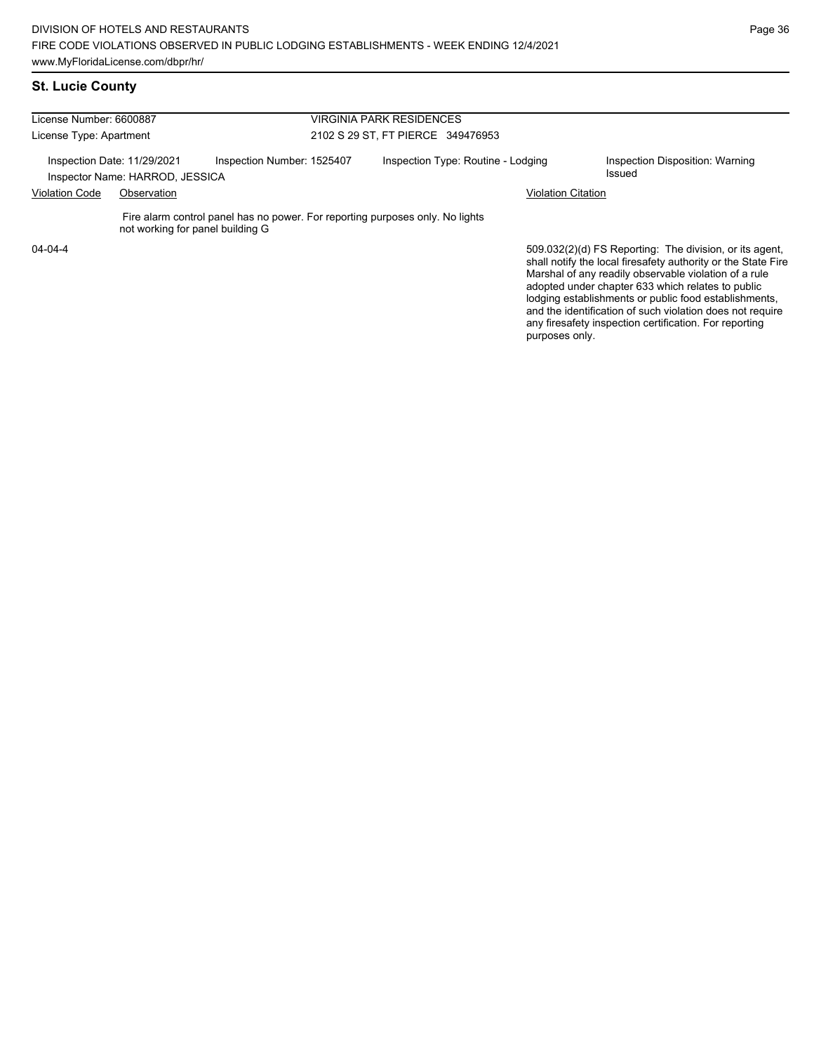## St. Lucie County

| License Number: 6600887 | | VIRGINIA PARK RESIDENCES | |
|---|---|---|---|
| License Type: Apartment | | 2102 S 29 ST, FT PIERCE 349476953 | |
| Inspection Date: 11/29/2021 | Inspection Number: 1525407 | Inspection Type: Routine - Lodging | Inspection Disposition: Warning Issued |
| Inspector Name: HARROD, JESSICA | | | |

| Violation Code | Observation | Violation Citation |
|---|---|---|
| 04-04-4 | Fire alarm control panel has no power. For reporting purposes only. No lights not working for panel building G | 509.032(2)(d) FS Reporting: The division, or its agent, shall notify the local firesafety authority or the State Fire Marshal of any readily observable violation of a rule adopted under chapter 633 which relates to public lodging establishments or public food establishments, and the identification of such violation does not require any firesafety inspection certification. For reporting purposes only. |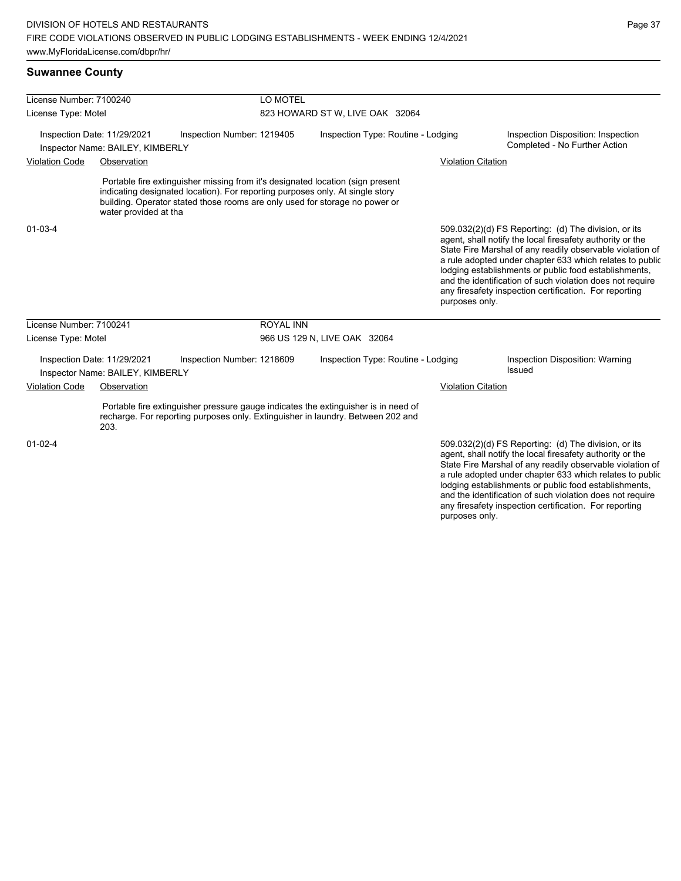## Suwannee County

**License Number:** 7100240 — **LO MOTEL**
**License Type:** Motel — 823 HOWARD ST W, LIVE OAK 32064

Inspection Date: 11/29/2021 | Inspection Number: 1219405 | Inspection Type: Routine - Lodging | Inspection Disposition: Inspection Completed - No Further Action

Inspector Name: BAILEY, KIMBERLY

| Violation Code | Observation | Violation Citation |
| --- | --- | --- |
| 01-03-4 | Portable fire extinguisher missing from it's designated location (sign present indicating designated location). For reporting purposes only. At single story building. Operator stated those rooms are only used for storage no power or water provided at tha | 509.032(2)(d) FS Reporting: (d) The division, or its agent, shall notify the local firesafety authority or the State Fire Marshal of any readily observable violation of a rule adopted under chapter 633 which relates to public lodging establishments or public food establishments, and the identification of such violation does not require any firesafety inspection certification. For reporting purposes only. |

**License Number:** 7100241 — **ROYAL INN**
**License Type:** Motel — 966 US 129 N, LIVE OAK 32064

Inspection Date: 11/29/2021 | Inspection Number: 1218609 | Inspection Type: Routine - Lodging | Inspection Disposition: Warning Issued

Inspector Name: BAILEY, KIMBERLY

| Violation Code | Observation | Violation Citation |
| --- | --- | --- |
| 01-02-4 | Portable fire extinguisher pressure gauge indicates the extinguisher is in need of recharge. For reporting purposes only. Extinguisher in laundry. Between 202 and 203. | 509.032(2)(d) FS Reporting: (d) The division, or its agent, shall notify the local firesafety authority or the State Fire Marshal of any readily observable violation of a rule adopted under chapter 633 which relates to public lodging establishments or public food establishments, and the identification of such violation does not require any firesafety inspection certification. For reporting purposes only. |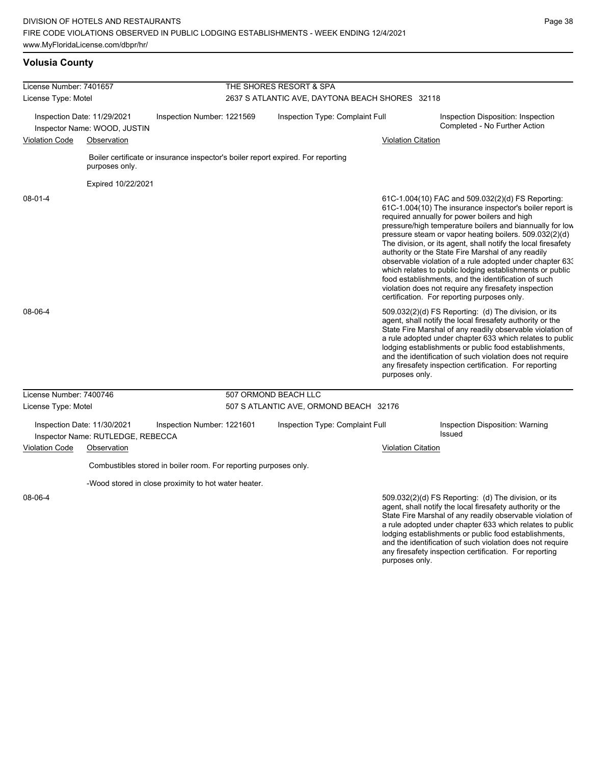## Volusia County

**License Number:** 7401657
**License Type:** Motel

**THE SHORES RESORT & SPA**
2637 S ATLANTIC AVE, DAYTONA BEACH SHORES 32118

Inspection Date: 11/29/2021
Inspection Number: 1221569
Inspection Type: Complaint Full
Inspection Disposition: Inspection Completed - No Further Action
Inspector Name: WOOD, JUSTIN

| Violation Code | Observation | Violation Citation |
| --- | --- | --- |
| 08-01-4 | Boiler certificate or insurance inspector's boiler report expired. For reporting purposes only.<br><br>Expired 10/22/2021 | 61C-1.004(10) FAC and 509.032(2)(d) FS Reporting: 61C-1.004(10) The insurance inspector's boiler report is required annually for power boilers and high pressure/high temperature boilers and biannually for low pressure steam or vapor heating boilers. 509.032(2)(d) The division, or its agent, shall notify the local firesafety authority or the State Fire Marshal of any readily observable violation of a rule adopted under chapter 633 which relates to public lodging establishments or public food establishments, and the identification of such violation does not require any firesafety inspection certification. For reporting purposes only. |
| 08-06-4 | | 509.032(2)(d) FS Reporting: (d) The division, or its agent, shall notify the local firesafety authority or the State Fire Marshal of any readily observable violation of a rule adopted under chapter 633 which relates to public lodging establishments or public food establishments, and the identification of such violation does not require any firesafety inspection certification. For reporting purposes only. |

**License Number:** 7400746
**License Type:** Motel

**507 ORMOND BEACH LLC**
507 S ATLANTIC AVE, ORMOND BEACH 32176

Inspection Date: 11/30/2021
Inspection Number: 1221601
Inspection Type: Complaint Full
Inspection Disposition: Warning Issued
Inspector Name: RUTLEDGE, REBECCA

| Violation Code | Observation | Violation Citation |
| --- | --- | --- |
| 08-06-4 | Combustibles stored in boiler room. For reporting purposes only.<br><br>-Wood stored in close proximity to hot water heater. | 509.032(2)(d) FS Reporting: (d) The division, or its agent, shall notify the local firesafety authority or the State Fire Marshal of any readily observable violation of a rule adopted under chapter 633 which relates to public lodging establishments or public food establishments, and the identification of such violation does not require any firesafety inspection certification. For reporting purposes only. |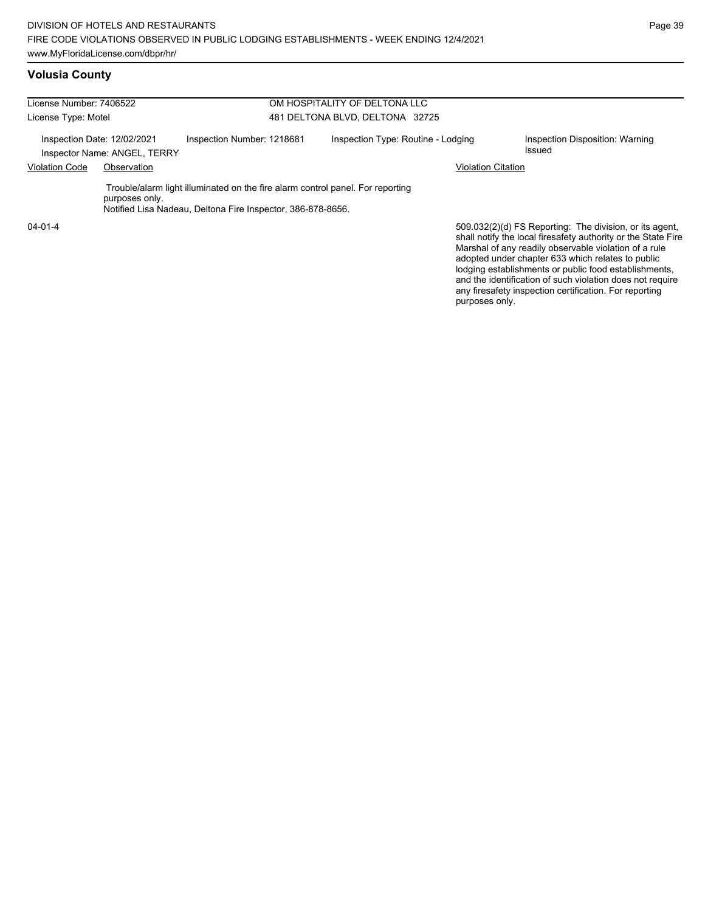## Volusia County

| License Number: 7406522 | | OM HOSPITALITY OF DELTONA LLC | |
|---|---|---|---|
| License Type: Motel | | 481 DELTONA BLVD, DELTONA 32725 | |
| Inspection Date: 12/02/2021<br>Inspector Name: ANGEL, TERRY | Inspection Number: 1218681 | Inspection Type: Routine - Lodging | Inspection Disposition: Warning Issued |

| Violation Code | Observation | Violation Citation |
|---|---|---|
| 04-01-4 | Trouble/alarm light illuminated on the fire alarm control panel. For reporting purposes only.<br>Notified Lisa Nadeau, Deltona Fire Inspector, 386-878-8656. | 509.032(2)(d) FS Reporting: The division, or its agent, shall notify the local firesafety authority or the State Fire Marshal of any readily observable violation of a rule adopted under chapter 633 which relates to public lodging establishments or public food establishments, and the identification of such violation does not require any firesafety inspection certification. For reporting purposes only. |